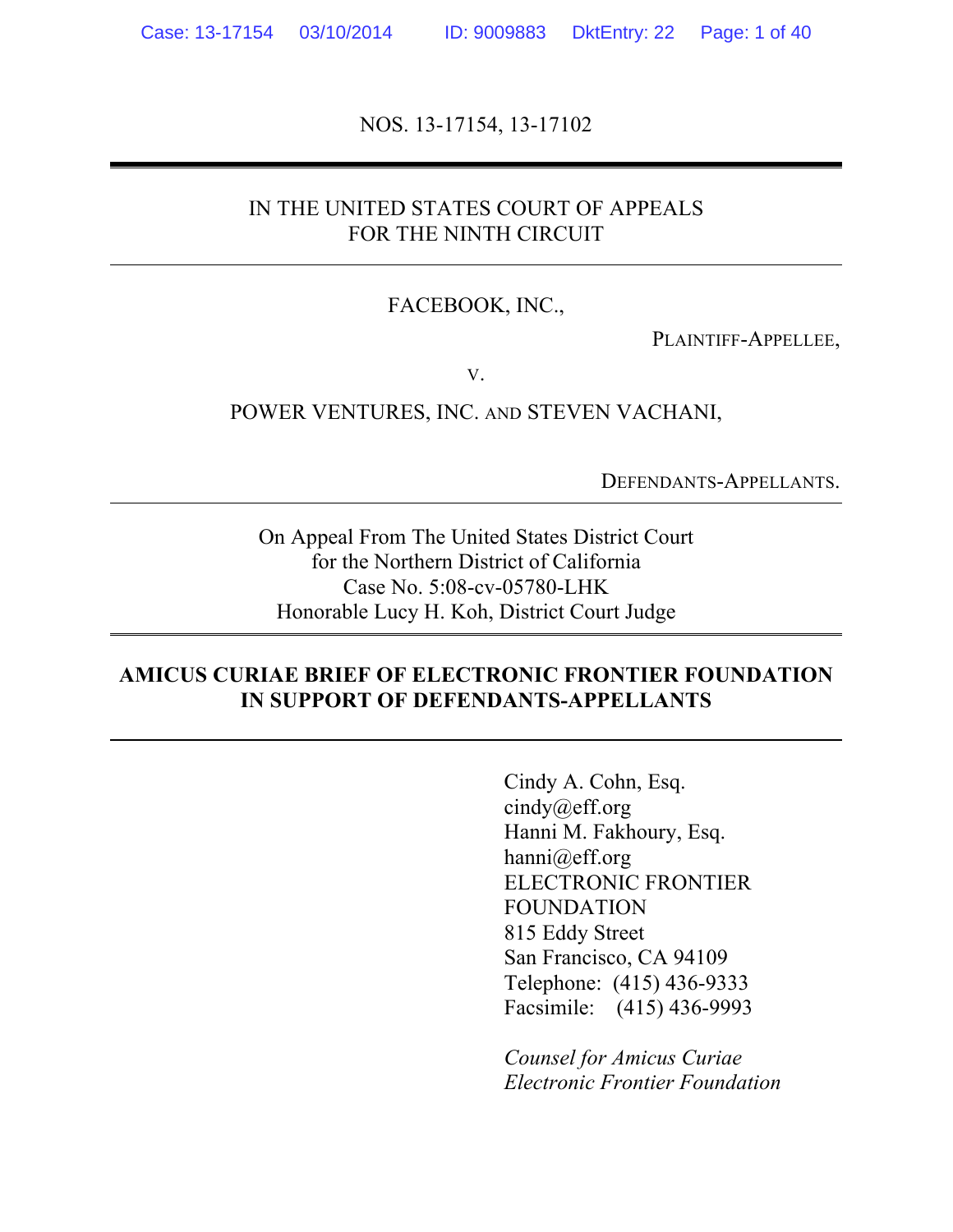NOS. 13-17154, 13-17102

---

IN THE UNITED STATES COURT OF APPEALS
FOR THE NINTH CIRCUIT

---

FACEBOOK, INC.,

PLAINTIFF-APPELLEE,

v.

POWER VENTURES, INC. AND STEVEN VACHANI,

DEFENDANTS-APPELLANTS.

---

On Appeal From The United States District Court
for the Northern District of California
Case No. 5:08-cv-05780-LHK
Honorable Lucy H. Koh, District Court Judge

---

**AMICUS CURIAE BRIEF OF ELECTRONIC FRONTIER FOUNDATION IN SUPPORT OF DEFENDANTS-APPELLANTS**

---

Cindy A. Cohn, Esq.
cindy@eff.org
Hanni M. Fakhoury, Esq.
hanni@eff.org
ELECTRONIC FRONTIER FOUNDATION
815 Eddy Street
San Francisco, CA 94109
Telephone: (415) 436-9333
Facsimile: (415) 436-9993

*Counsel for Amicus Curiae Electronic Frontier Foundation*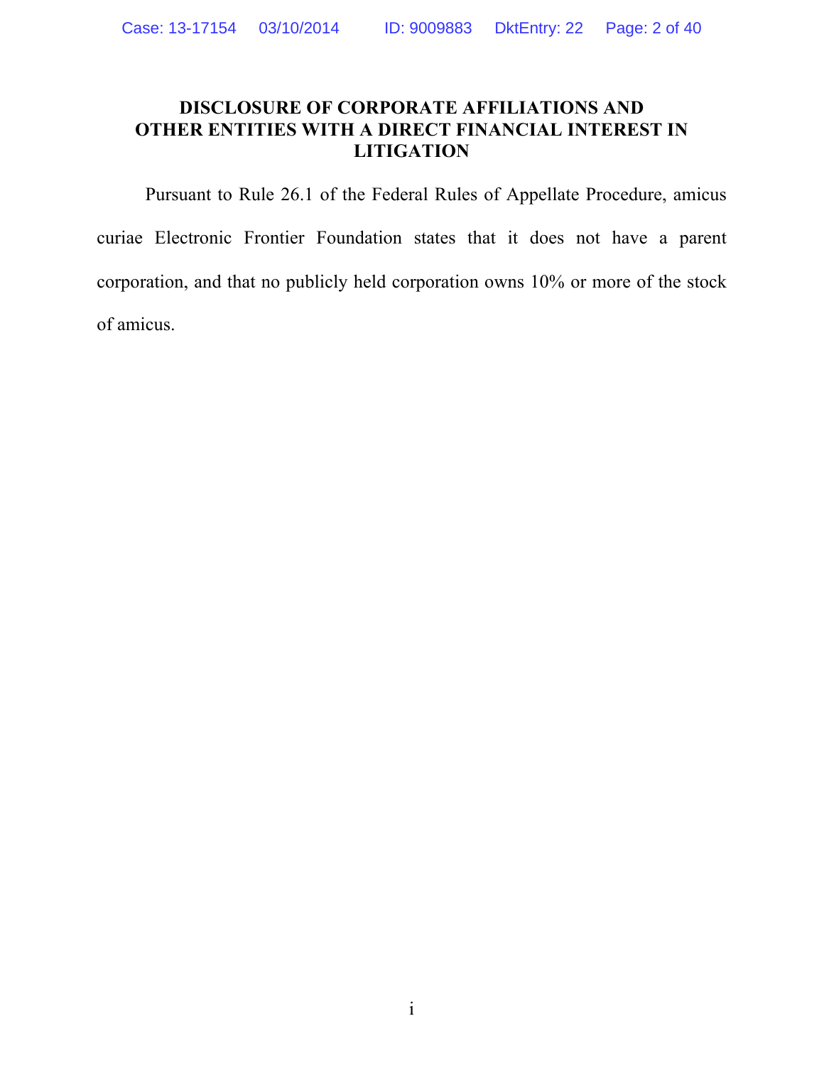## DISCLOSURE OF CORPORATE AFFILIATIONS AND OTHER ENTITIES WITH A DIRECT FINANCIAL INTEREST IN LITIGATION

Pursuant to Rule 26.1 of the Federal Rules of Appellate Procedure, amicus curiae Electronic Frontier Foundation states that it does not have a parent corporation, and that no publicly held corporation owns 10% or more of the stock of amicus.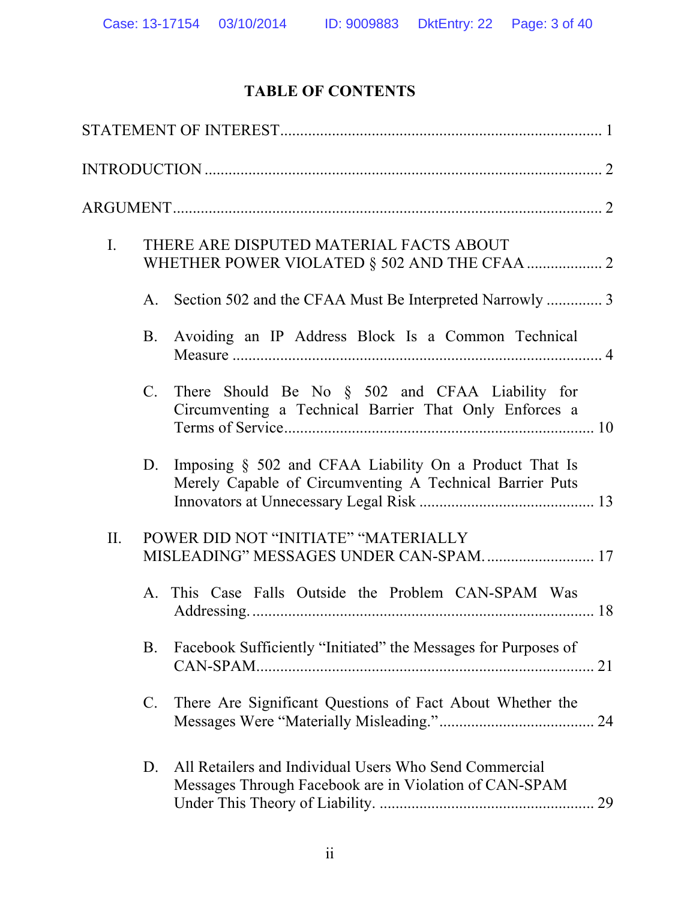# TABLE OF CONTENTS

STATEMENT OF INTEREST ............................................................................... 1

INTRODUCTION ................................................................................................ 2

ARGUMENT ........................................................................................................ 2

I. THERE ARE DISPUTED MATERIAL FACTS ABOUT WHETHER POWER VIOLATED § 502 AND THE CFAA ................... 2

  A. Section 502 and the CFAA Must Be Interpreted Narrowly ............. 3

  B. Avoiding an IP Address Block Is a Common Technical Measure ............................................................................................ 4

  C. There Should Be No § 502 and CFAA Liability for Circumventing a Technical Barrier That Only Enforces a Terms of Service .......................................................................... 10

  D. Imposing § 502 and CFAA Liability On a Product That Is Merely Capable of Circumventing A Technical Barrier Puts Innovators at Unnecessary Legal Risk ........................................... 13

II. POWER DID NOT "INITIATE" "MATERIALLY MISLEADING" MESSAGES UNDER CAN-SPAM. ........................... 17

  A. This Case Falls Outside the Problem CAN-SPAM Was Addressing. ..................................................................................... 18

  B. Facebook Sufficiently "Initiated" the Messages for Purposes of CAN-SPAM ................................................................................... 21

  C. There Are Significant Questions of Fact About Whether the Messages Were "Materially Misleading." ...................................... 24

  D. All Retailers and Individual Users Who Send Commercial Messages Through Facebook are in Violation of CAN-SPAM Under This Theory of Liability. ..................................................... 29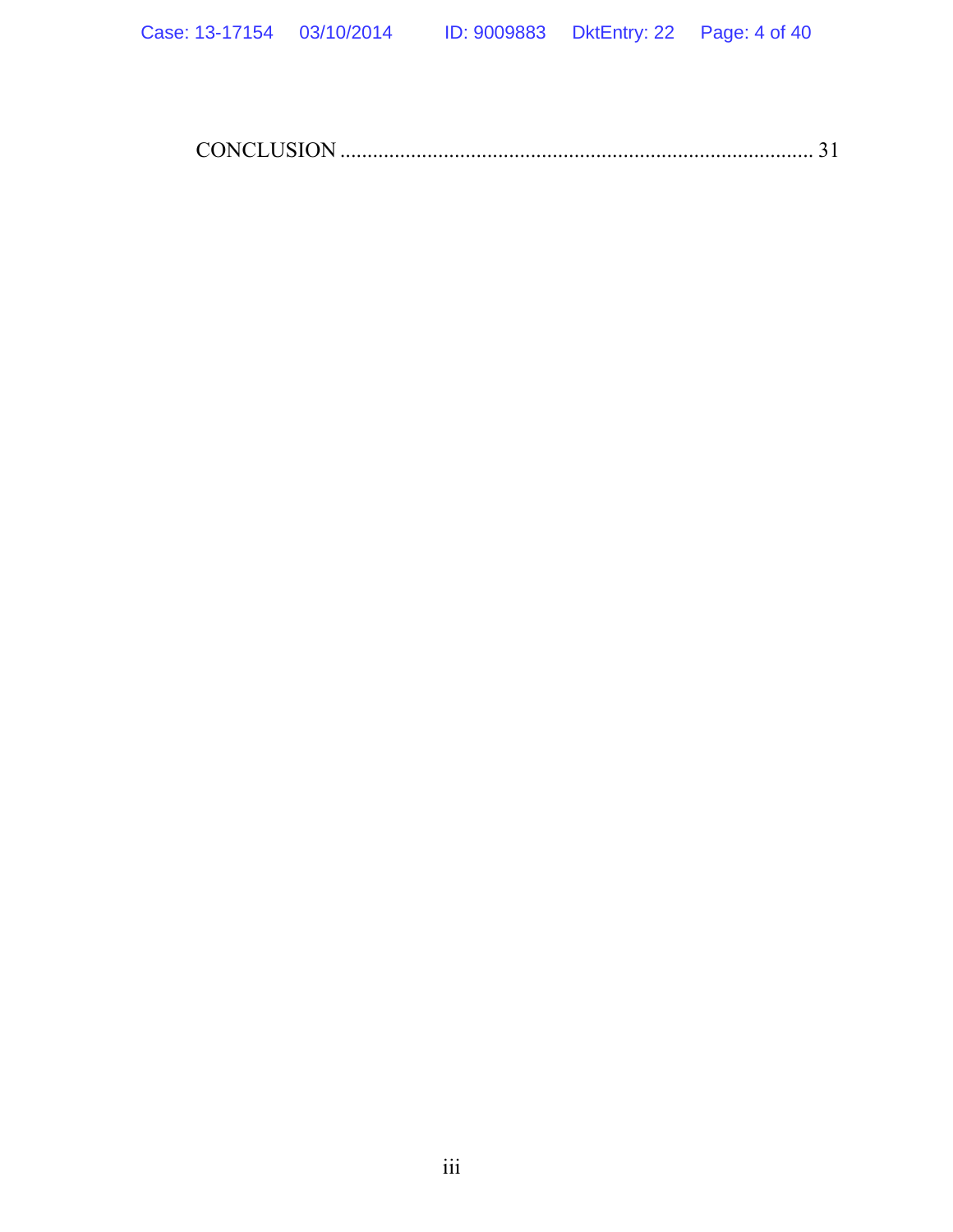CONCLUSION ........................................................................................ 31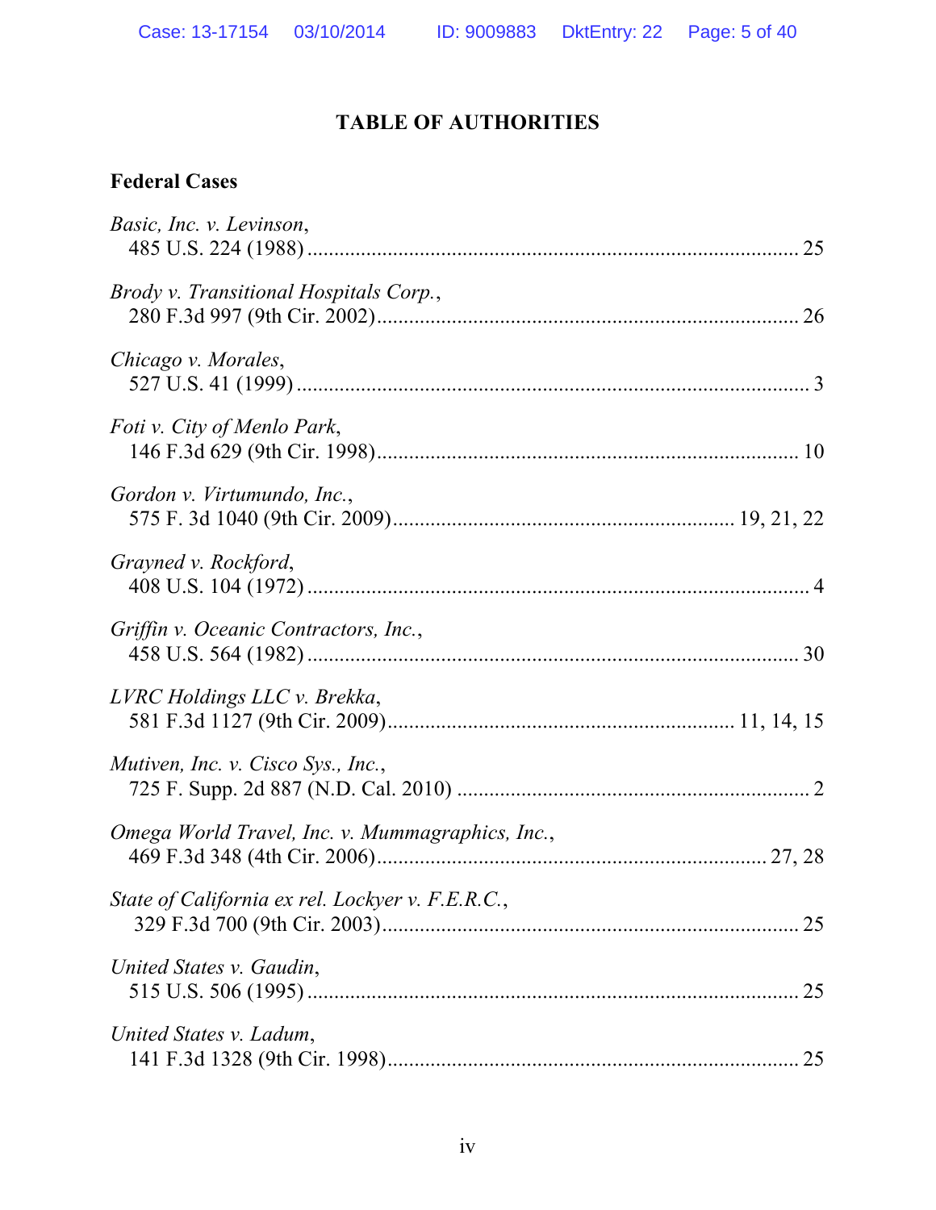# TABLE OF AUTHORITIES

## Federal Cases

*Basic, Inc. v. Levinson*,
485 U.S. 224 (1988) .......... 25

*Brody v. Transitional Hospitals Corp.*,
280 F.3d 997 (9th Cir. 2002) .......... 26

*Chicago v. Morales*,
527 U.S. 41 (1999) .......... 3

*Foti v. City of Menlo Park*,
146 F.3d 629 (9th Cir. 1998) .......... 10

*Gordon v. Virtumundo, Inc.*,
575 F. 3d 1040 (9th Cir. 2009) .......... 19, 21, 22

*Grayned v. Rockford*,
408 U.S. 104 (1972) .......... 4

*Griffin v. Oceanic Contractors, Inc.*,
458 U.S. 564 (1982) .......... 30

*LVRC Holdings LLC v. Brekka*,
581 F.3d 1127 (9th Cir. 2009) .......... 11, 14, 15

*Mutiven, Inc. v. Cisco Sys., Inc.*,
725 F. Supp. 2d 887 (N.D. Cal. 2010) .......... 2

*Omega World Travel, Inc. v. Mummagraphics, Inc.*,
469 F.3d 348 (4th Cir. 2006) .......... 27, 28

*State of California ex rel. Lockyer v. F.E.R.C.*,
329 F.3d 700 (9th Cir. 2003) .......... 25

*United States v. Gaudin*,
515 U.S. 506 (1995) .......... 25

*United States v. Ladum*,
141 F.3d 1328 (9th Cir. 1998) .......... 25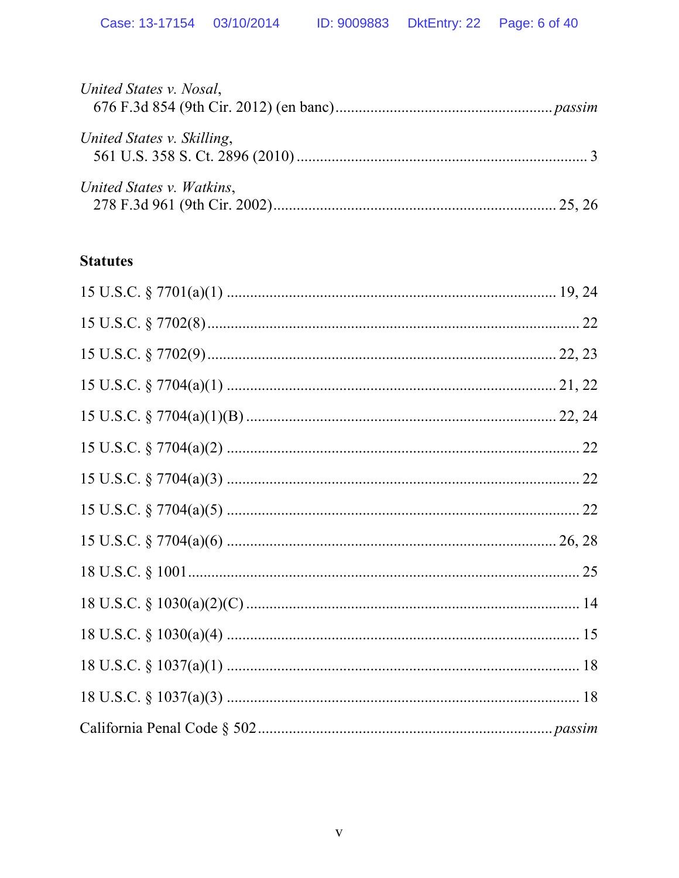*United States v. Nosal*,
676 F.3d 854 (9th Cir. 2012) (en banc)....................................................... *passim*

*United States v. Skilling*,
561 U.S. 358 S. Ct. 2896 (2010) .......................................................................... 3

*United States v. Watkins*,
278 F.3d 961 (9th Cir. 2002).......................................................................... 25, 26

**Statutes**

15 U.S.C. § 7701(a)(1) ..................................................................................... 19, 24

15 U.S.C. § 7702(8)................................................................................................ 22

15 U.S.C. § 7702(9)........................................................................................... 22, 23

15 U.S.C. § 7704(a)(1) ..................................................................................... 21, 22

15 U.S.C. § 7704(a)(1)(B) ................................................................................ 22, 24

15 U.S.C. § 7704(a)(2) ........................................................................................... 22

15 U.S.C. § 7704(a)(3) ........................................................................................... 22

15 U.S.C. § 7704(a)(5) ........................................................................................... 22

15 U.S.C. § 7704(a)(6) ..................................................................................... 26, 28

18 U.S.C. § 1001..................................................................................................... 25

18 U.S.C. § 1030(a)(2)(C) ...................................................................................... 14

18 U.S.C. § 1030(a)(4) ........................................................................................... 15

18 U.S.C. § 1037(a)(1) ........................................................................................... 18

18 U.S.C. § 1037(a)(3) ........................................................................................... 18

California Penal Code § 502.......................................................................... *passim*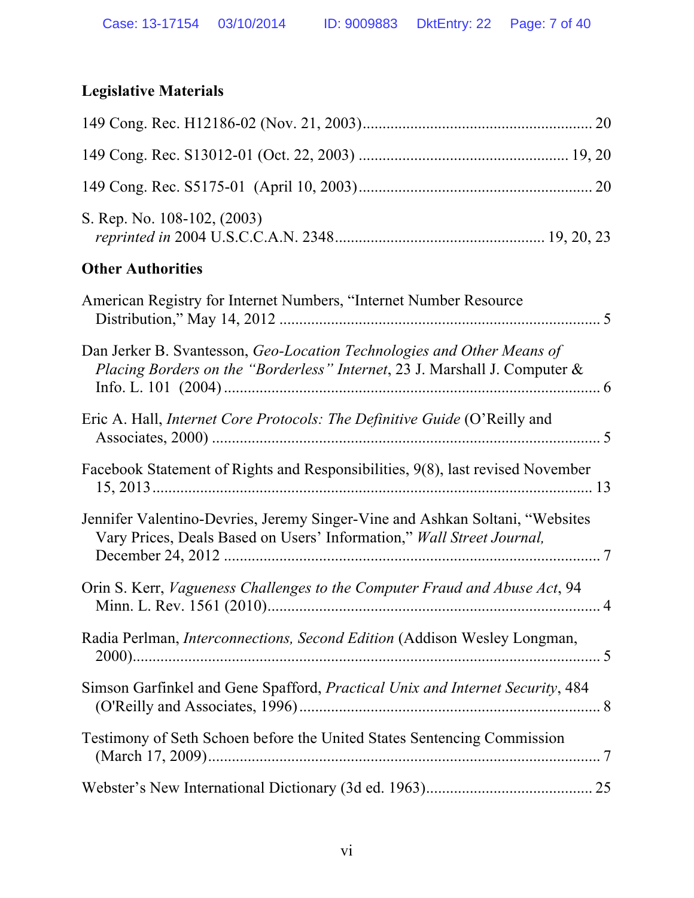## Legislative Materials

149 Cong. Rec. H12186-02 (Nov. 21, 2003)......................................................... 20

149 Cong. Rec. S13012-01 (Oct. 22, 2003) .................................................... 19, 20

149 Cong. Rec. S5175-01 (April 10, 2003).......................................................... 20

S. Rep. No. 108-102, (2003)
*reprinted in* 2004 U.S.C.C.A.N. 2348.................................................... 19, 20, 23

## Other Authorities

American Registry for Internet Numbers, "Internet Number Resource Distribution," May 14, 2012 ................................................................................ 5

Dan Jerker B. Svantesson, *Geo-Location Technologies and Other Means of Placing Borders on the "Borderless" Internet*, 23 J. Marshall J. Computer & Info. L. 101 (2004) ............................................................................................ 6

Eric A. Hall, *Internet Core Protocols: The Definitive Guide* (O'Reilly and Associates, 2000) ................................................................................................. 5

Facebook Statement of Rights and Responsibilities, 9(8), last revised November 15, 2013 ................................................................................................................ 13

Jennifer Valentino-Devries, Jeremy Singer-Vine and Ashkan Soltani, "Websites Vary Prices, Deals Based on Users' Information," *Wall Street Journal,* December 24, 2012 .............................................................................................. 7

Orin S. Kerr, *Vagueness Challenges to the Computer Fraud and Abuse Act*, 94 Minn. L. Rev. 1561 (2010)................................................................................... 4

Radia Perlman, *Interconnections, Second Edition* (Addison Wesley Longman, 2000)..................................................................................................................... 5

Simson Garfinkel and Gene Spafford, *Practical Unix and Internet Security*, 484 (O'Reilly and Associates, 1996) ............................................................................ 8

Testimony of Seth Schoen before the United States Sentencing Commission (March 17, 2009)................................................................................................... 7

Webster's New International Dictionary (3d ed. 1963).......................................... 25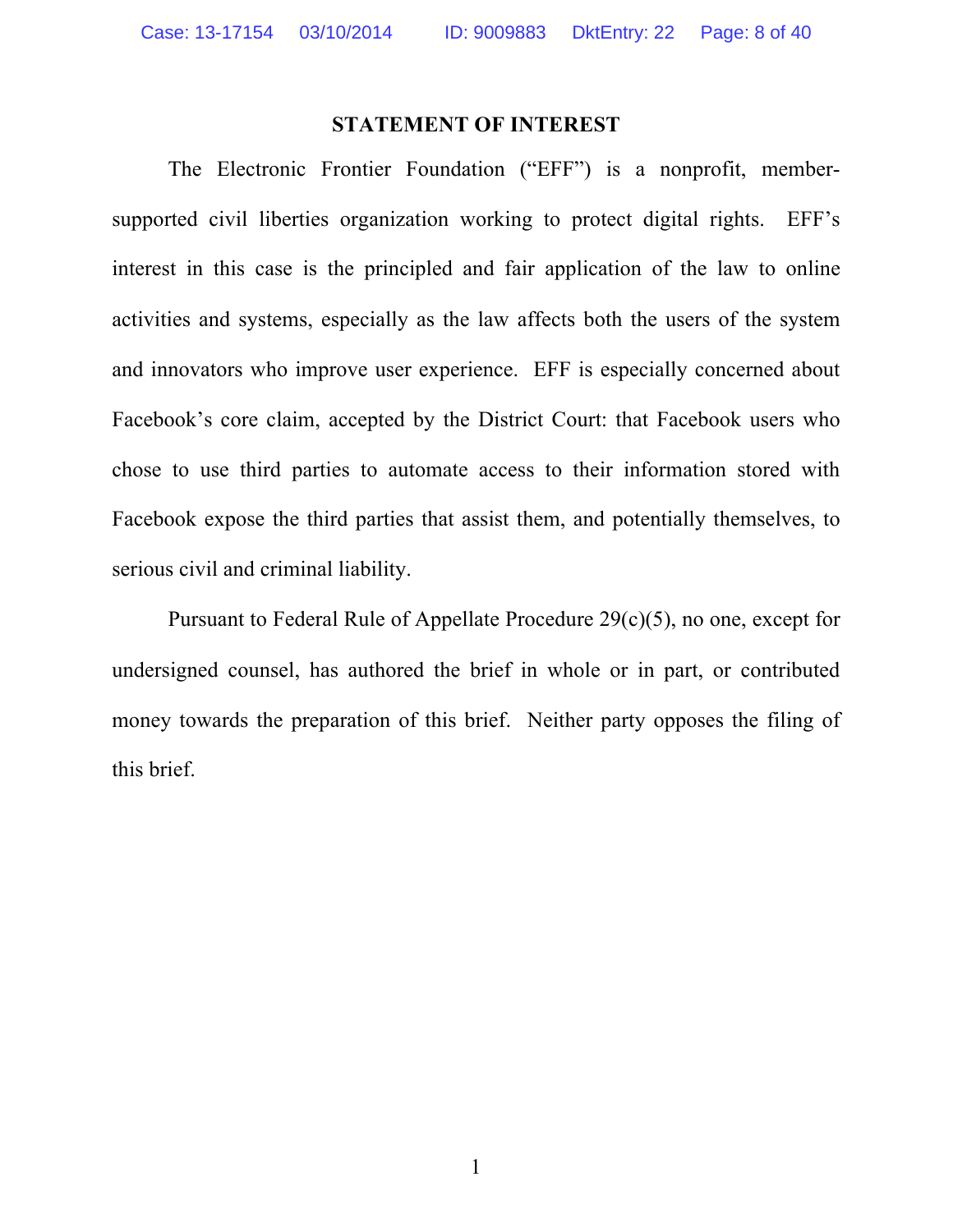## STATEMENT OF INTEREST

The Electronic Frontier Foundation ("EFF") is a nonprofit, member-supported civil liberties organization working to protect digital rights. EFF's interest in this case is the principled and fair application of the law to online activities and systems, especially as the law affects both the users of the system and innovators who improve user experience. EFF is especially concerned about Facebook's core claim, accepted by the District Court: that Facebook users who chose to use third parties to automate access to their information stored with Facebook expose the third parties that assist them, and potentially themselves, to serious civil and criminal liability.

Pursuant to Federal Rule of Appellate Procedure 29(c)(5), no one, except for undersigned counsel, has authored the brief in whole or in part, or contributed money towards the preparation of this brief. Neither party opposes the filing of this brief.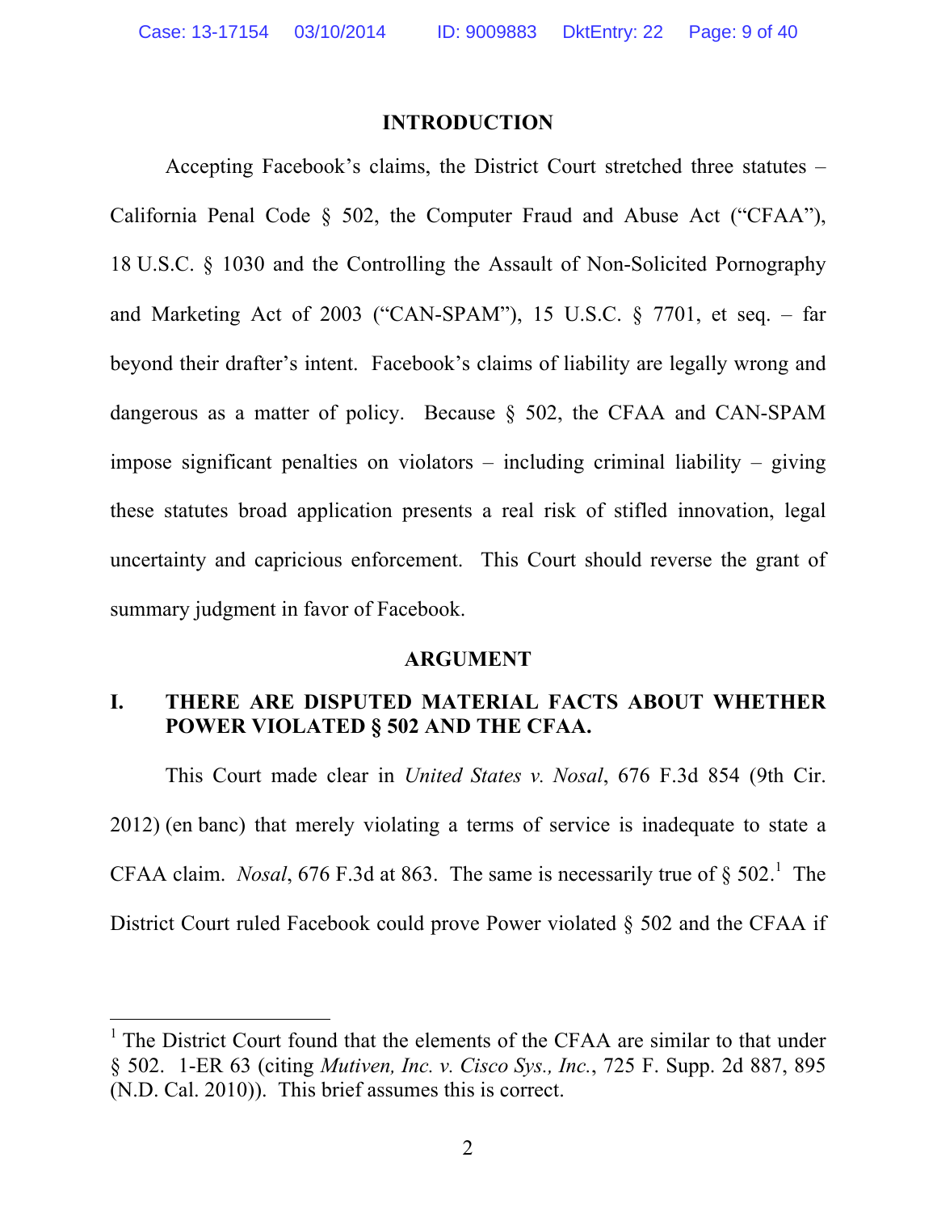## INTRODUCTION

Accepting Facebook's claims, the District Court stretched three statutes – California Penal Code § 502, the Computer Fraud and Abuse Act ("CFAA"), 18 U.S.C. § 1030 and the Controlling the Assault of Non-Solicited Pornography and Marketing Act of 2003 ("CAN-SPAM"), 15 U.S.C. § 7701, et seq. – far beyond their drafter's intent. Facebook's claims of liability are legally wrong and dangerous as a matter of policy. Because § 502, the CFAA and CAN-SPAM impose significant penalties on violators – including criminal liability – giving these statutes broad application presents a real risk of stifled innovation, legal uncertainty and capricious enforcement. This Court should reverse the grant of summary judgment in favor of Facebook.

## ARGUMENT

### I. THERE ARE DISPUTED MATERIAL FACTS ABOUT WHETHER POWER VIOLATED § 502 AND THE CFAA.

This Court made clear in *United States v. Nosal*, 676 F.3d 854 (9th Cir. 2012) (en banc) that merely violating a terms of service is inadequate to state a CFAA claim. *Nosal*, 676 F.3d at 863. The same is necessarily true of § 502.[1] The District Court ruled Facebook could prove Power violated § 502 and the CFAA if

[1] The District Court found that the elements of the CFAA are similar to that under § 502. 1-ER 63 (citing *Mutiven, Inc. v. Cisco Sys., Inc.*, 725 F. Supp. 2d 887, 895 (N.D. Cal. 2010)). This brief assumes this is correct.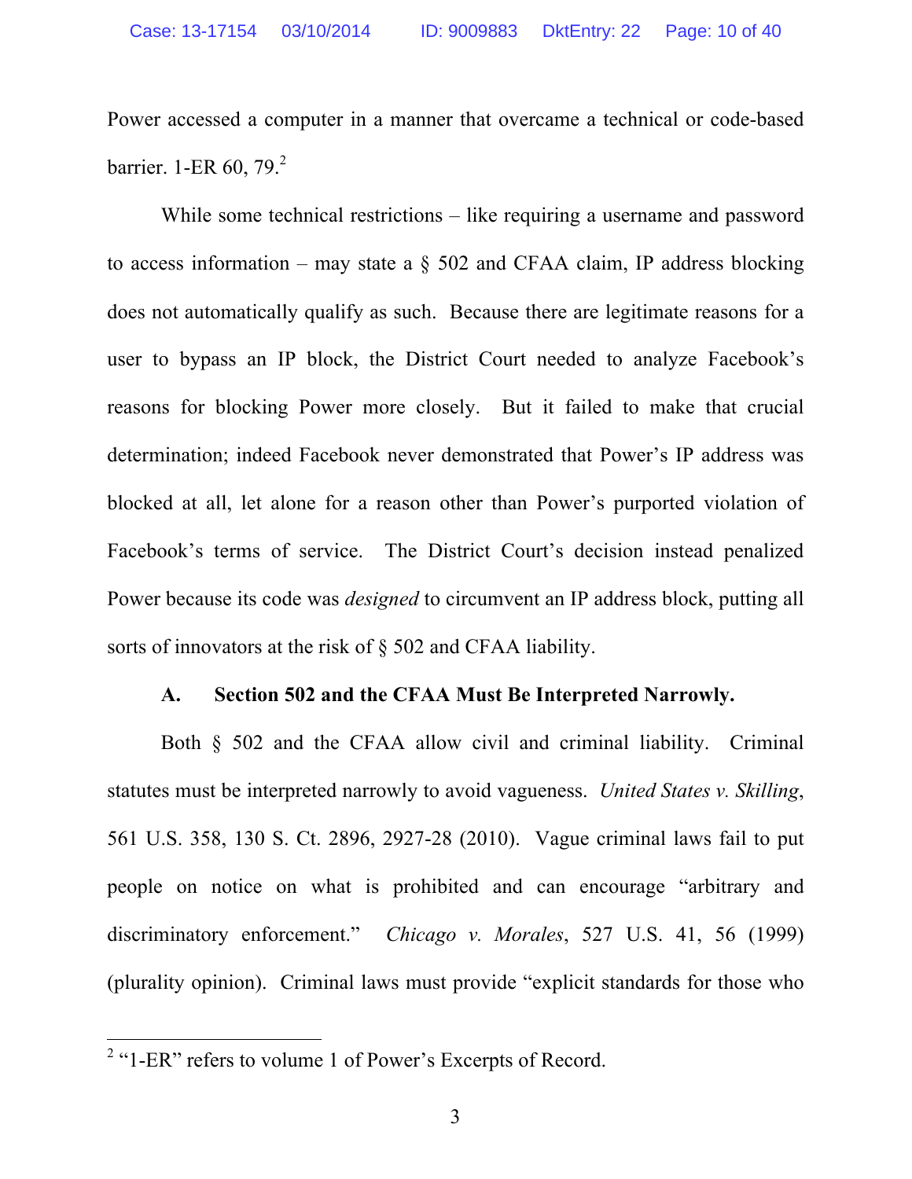Power accessed a computer in a manner that overcame a technical or code-based barrier. 1-ER 60, 79.[2]

While some technical restrictions – like requiring a username and password to access information – may state a § 502 and CFAA claim, IP address blocking does not automatically qualify as such. Because there are legitimate reasons for a user to bypass an IP block, the District Court needed to analyze Facebook's reasons for blocking Power more closely. But it failed to make that crucial determination; indeed Facebook never demonstrated that Power's IP address was blocked at all, let alone for a reason other than Power's purported violation of Facebook's terms of service. The District Court's decision instead penalized Power because its code was *designed* to circumvent an IP address block, putting all sorts of innovators at the risk of § 502 and CFAA liability.

### A. Section 502 and the CFAA Must Be Interpreted Narrowly.

Both § 502 and the CFAA allow civil and criminal liability. Criminal statutes must be interpreted narrowly to avoid vagueness. *United States v. Skilling*, 561 U.S. 358, 130 S. Ct. 2896, 2927-28 (2010). Vague criminal laws fail to put people on notice on what is prohibited and can encourage "arbitrary and discriminatory enforcement." *Chicago v. Morales*, 527 U.S. 41, 56 (1999) (plurality opinion). Criminal laws must provide "explicit standards for those who

[2] "1-ER" refers to volume 1 of Power's Excerpts of Record.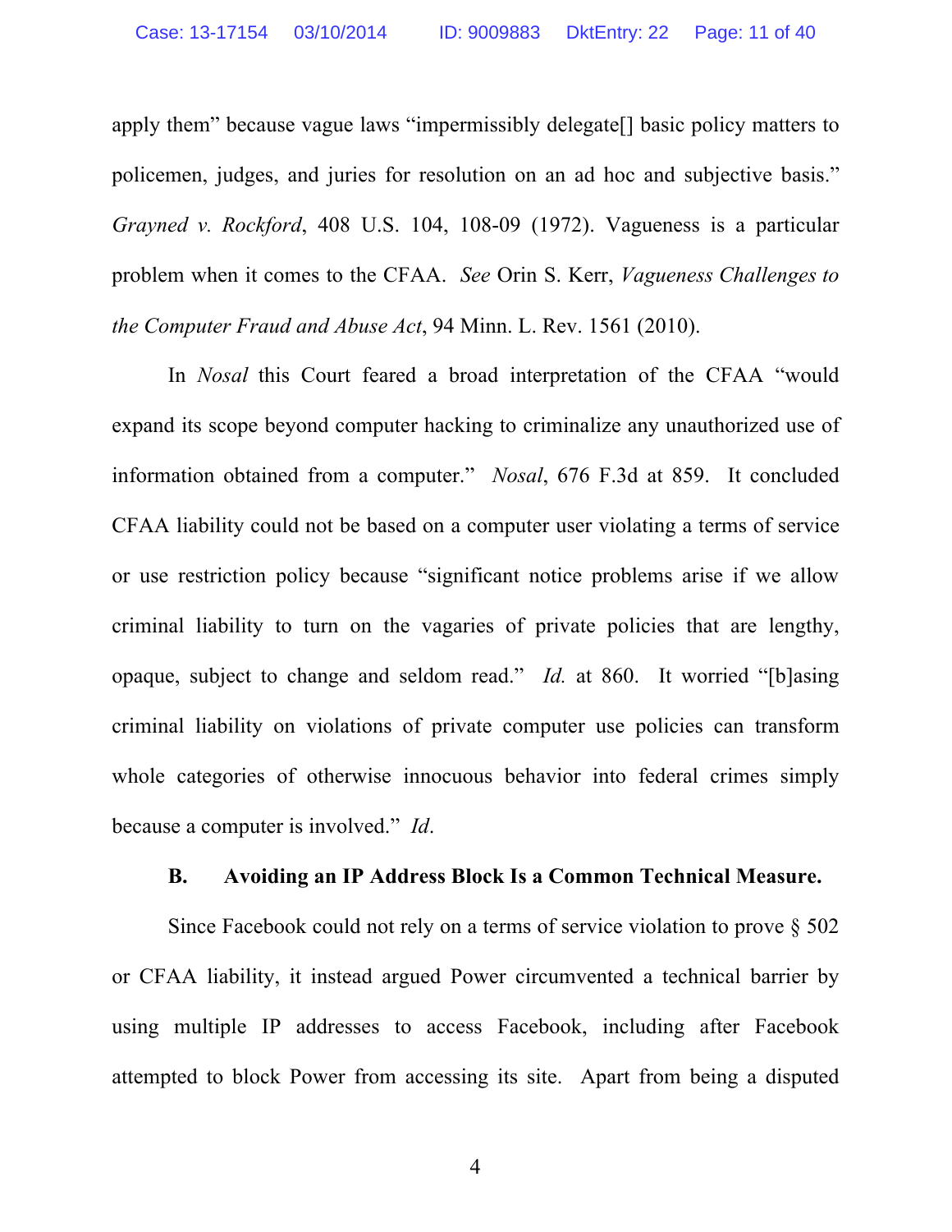apply them" because vague laws "impermissibly delegate[] basic policy matters to policemen, judges, and juries for resolution on an ad hoc and subjective basis." *Grayned v. Rockford*, 408 U.S. 104, 108-09 (1972). Vagueness is a particular problem when it comes to the CFAA. *See* Orin S. Kerr, *Vagueness Challenges to the Computer Fraud and Abuse Act*, 94 Minn. L. Rev. 1561 (2010).

In *Nosal* this Court feared a broad interpretation of the CFAA "would expand its scope beyond computer hacking to criminalize any unauthorized use of information obtained from a computer." *Nosal*, 676 F.3d at 859. It concluded CFAA liability could not be based on a computer user violating a terms of service or use restriction policy because "significant notice problems arise if we allow criminal liability to turn on the vagaries of private policies that are lengthy, opaque, subject to change and seldom read." *Id.* at 860. It worried "[b]asing criminal liability on violations of private computer use policies can transform whole categories of otherwise innocuous behavior into federal crimes simply because a computer is involved." *Id*.

### B. Avoiding an IP Address Block Is a Common Technical Measure.

Since Facebook could not rely on a terms of service violation to prove § 502 or CFAA liability, it instead argued Power circumvented a technical barrier by using multiple IP addresses to access Facebook, including after Facebook attempted to block Power from accessing its site. Apart from being a disputed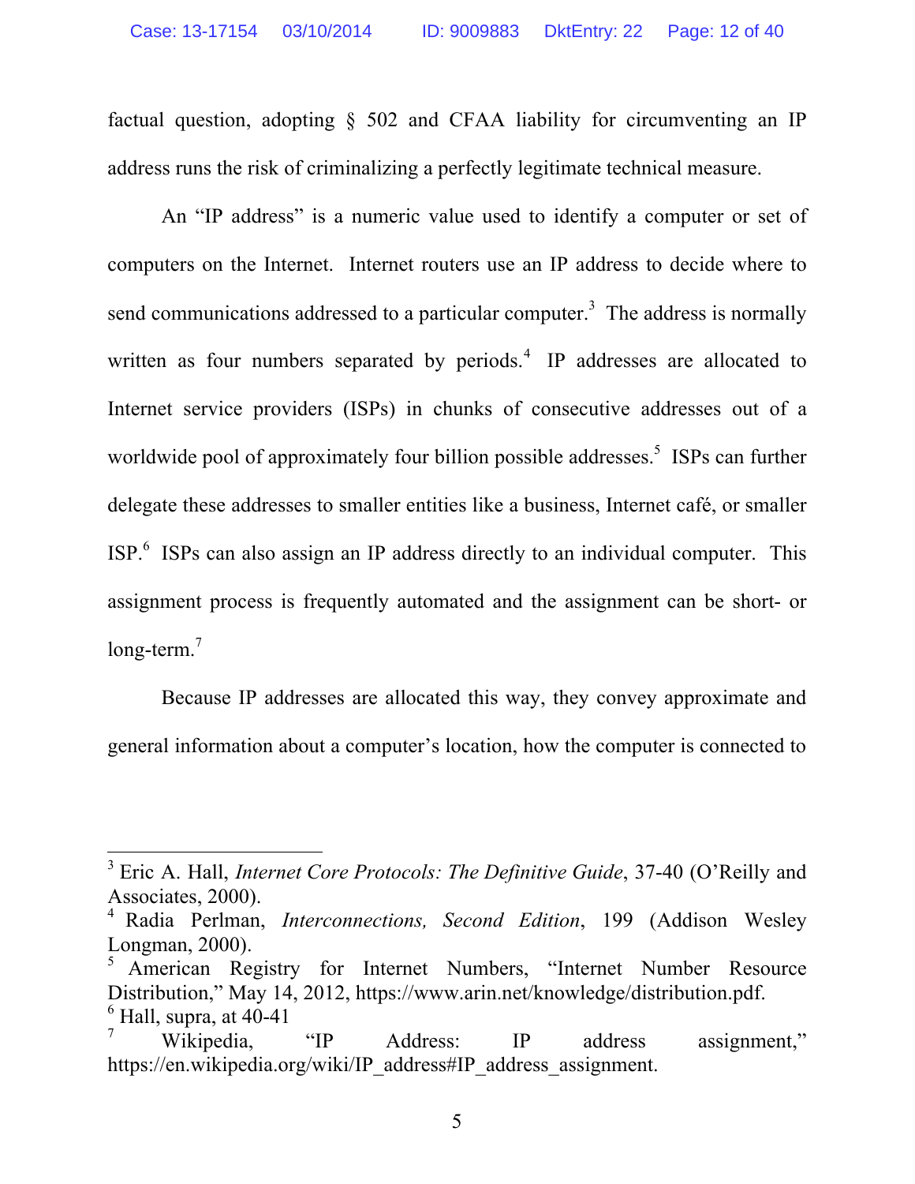factual question, adopting § 502 and CFAA liability for circumventing an IP address runs the risk of criminalizing a perfectly legitimate technical measure.

An "IP address" is a numeric value used to identify a computer or set of computers on the Internet. Internet routers use an IP address to decide where to send communications addressed to a particular computer.[3] The address is normally written as four numbers separated by periods.[4] IP addresses are allocated to Internet service providers (ISPs) in chunks of consecutive addresses out of a worldwide pool of approximately four billion possible addresses.[5] ISPs can further delegate these addresses to smaller entities like a business, Internet café, or smaller ISP.[6] ISPs can also assign an IP address directly to an individual computer. This assignment process is frequently automated and the assignment can be short- or long-term.[7]

Because IP addresses are allocated this way, they convey approximate and general information about a computer's location, how the computer is connected to

---

[3] Eric A. Hall, *Internet Core Protocols: The Definitive Guide*, 37-40 (O'Reilly and Associates, 2000).

[4] Radia Perlman, *Interconnections, Second Edition*, 199 (Addison Wesley Longman, 2000).

[5] American Registry for Internet Numbers, "Internet Number Resource Distribution," May 14, 2012, https://www.arin.net/knowledge/distribution.pdf.

[6] Hall, supra, at 40-41

[7] Wikipedia, "IP Address: IP address assignment," https://en.wikipedia.org/wiki/IP_address#IP_address_assignment.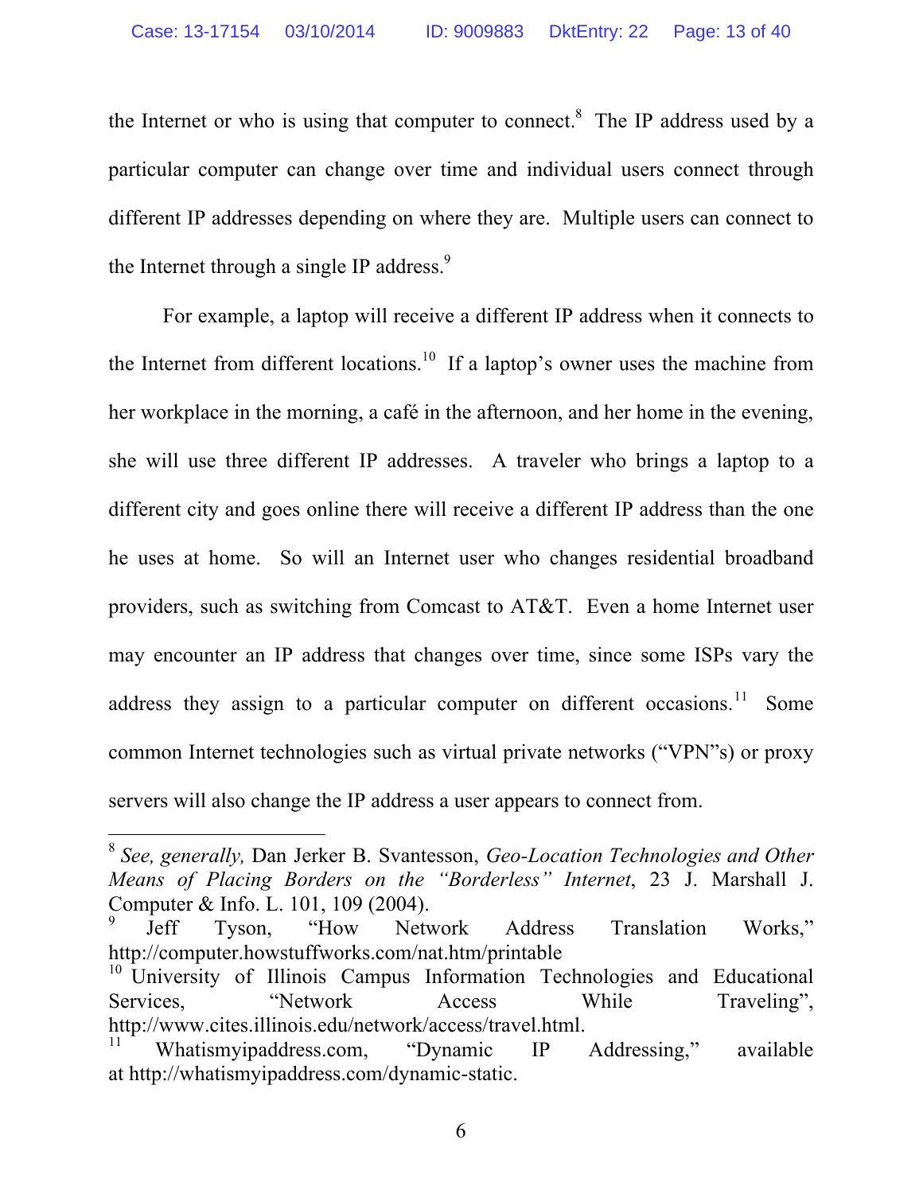the Internet or who is using that computer to connect.[8] The IP address used by a particular computer can change over time and individual users connect through different IP addresses depending on where they are. Multiple users can connect to the Internet through a single IP address.[9]

For example, a laptop will receive a different IP address when it connects to the Internet from different locations.[10] If a laptop's owner uses the machine from her workplace in the morning, a café in the afternoon, and her home in the evening, she will use three different IP addresses. A traveler who brings a laptop to a different city and goes online there will receive a different IP address than the one he uses at home. So will an Internet user who changes residential broadband providers, such as switching from Comcast to AT&T. Even a home Internet user may encounter an IP address that changes over time, since some ISPs vary the address they assign to a particular computer on different occasions.[11] Some common Internet technologies such as virtual private networks ("VPN"s) or proxy servers will also change the IP address a user appears to connect from.

---

[8] *See, generally,* Dan Jerker B. Svantesson, *Geo-Location Technologies and Other Means of Placing Borders on the "Borderless" Internet*, 23 J. Marshall J. Computer & Info. L. 101, 109 (2004).

[9] Jeff Tyson, "How Network Address Translation Works," http://computer.howstuffworks.com/nat.htm/printable

[10] University of Illinois Campus Information Technologies and Educational Services, "Network Access While Traveling", http://www.cites.illinois.edu/network/access/travel.html.

[11] Whatismyipaddress.com, "Dynamic IP Addressing," available at http://whatismyipaddress.com/dynamic-static.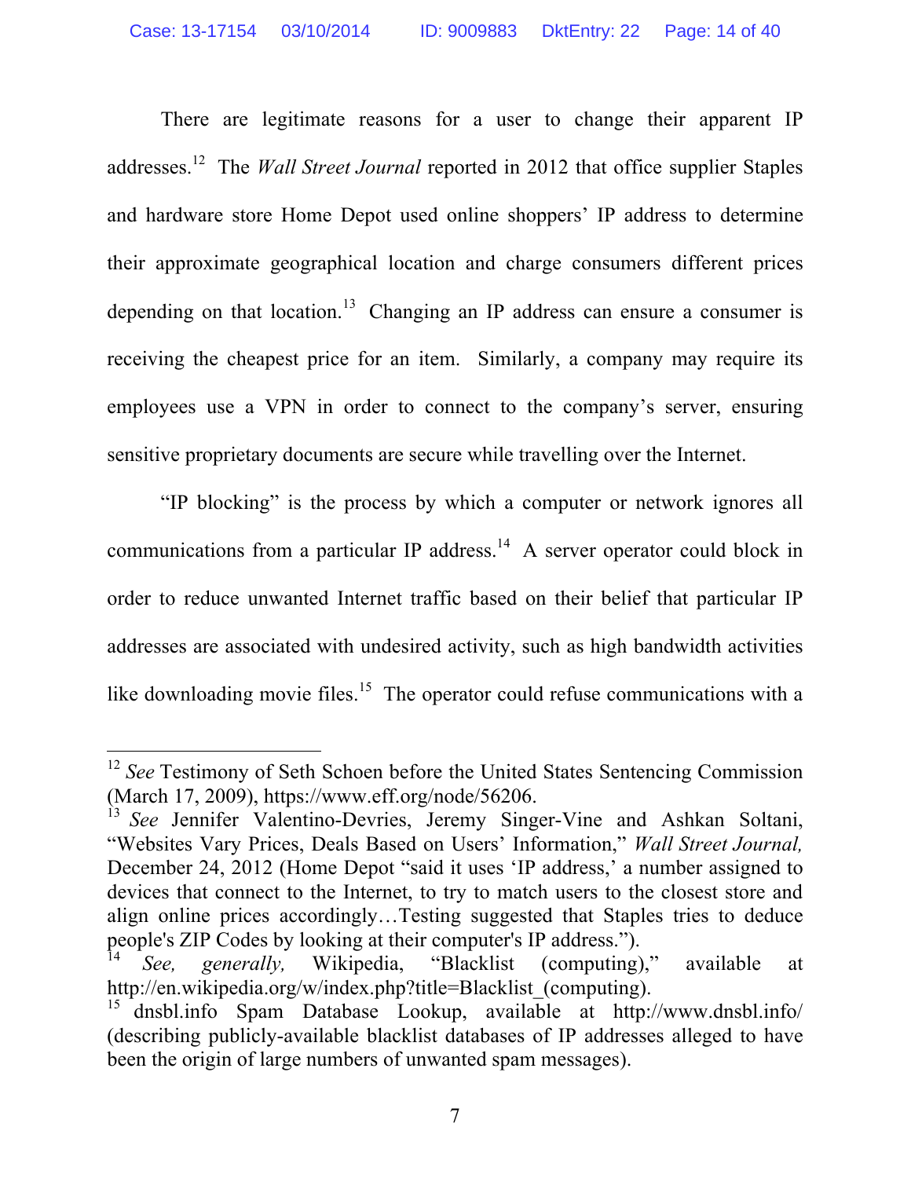There are legitimate reasons for a user to change their apparent IP addresses.[12] The *Wall Street Journal* reported in 2012 that office supplier Staples and hardware store Home Depot used online shoppers' IP address to determine their approximate geographical location and charge consumers different prices depending on that location.[13] Changing an IP address can ensure a consumer is receiving the cheapest price for an item. Similarly, a company may require its employees use a VPN in order to connect to the company's server, ensuring sensitive proprietary documents are secure while travelling over the Internet.

"IP blocking" is the process by which a computer or network ignores all communications from a particular IP address.[14] A server operator could block in order to reduce unwanted Internet traffic based on their belief that particular IP addresses are associated with undesired activity, such as high bandwidth activities like downloading movie files.[15] The operator could refuse communications with a

---

[12] *See* Testimony of Seth Schoen before the United States Sentencing Commission (March 17, 2009), https://www.eff.org/node/56206.

[13] *See* Jennifer Valentino-Devries, Jeremy Singer-Vine and Ashkan Soltani, "Websites Vary Prices, Deals Based on Users' Information," *Wall Street Journal,* December 24, 2012 (Home Depot "said it uses 'IP address,' a number assigned to devices that connect to the Internet, to try to match users to the closest store and align online prices accordingly…Testing suggested that Staples tries to deduce people's ZIP Codes by looking at their computer's IP address.").

[14] *See, generally,* Wikipedia, "Blacklist (computing)," available at http://en.wikipedia.org/w/index.php?title=Blacklist_(computing).

[15] dnsbl.info Spam Database Lookup, available at http://www.dnsbl.info/ (describing publicly-available blacklist databases of IP addresses alleged to have been the origin of large numbers of unwanted spam messages).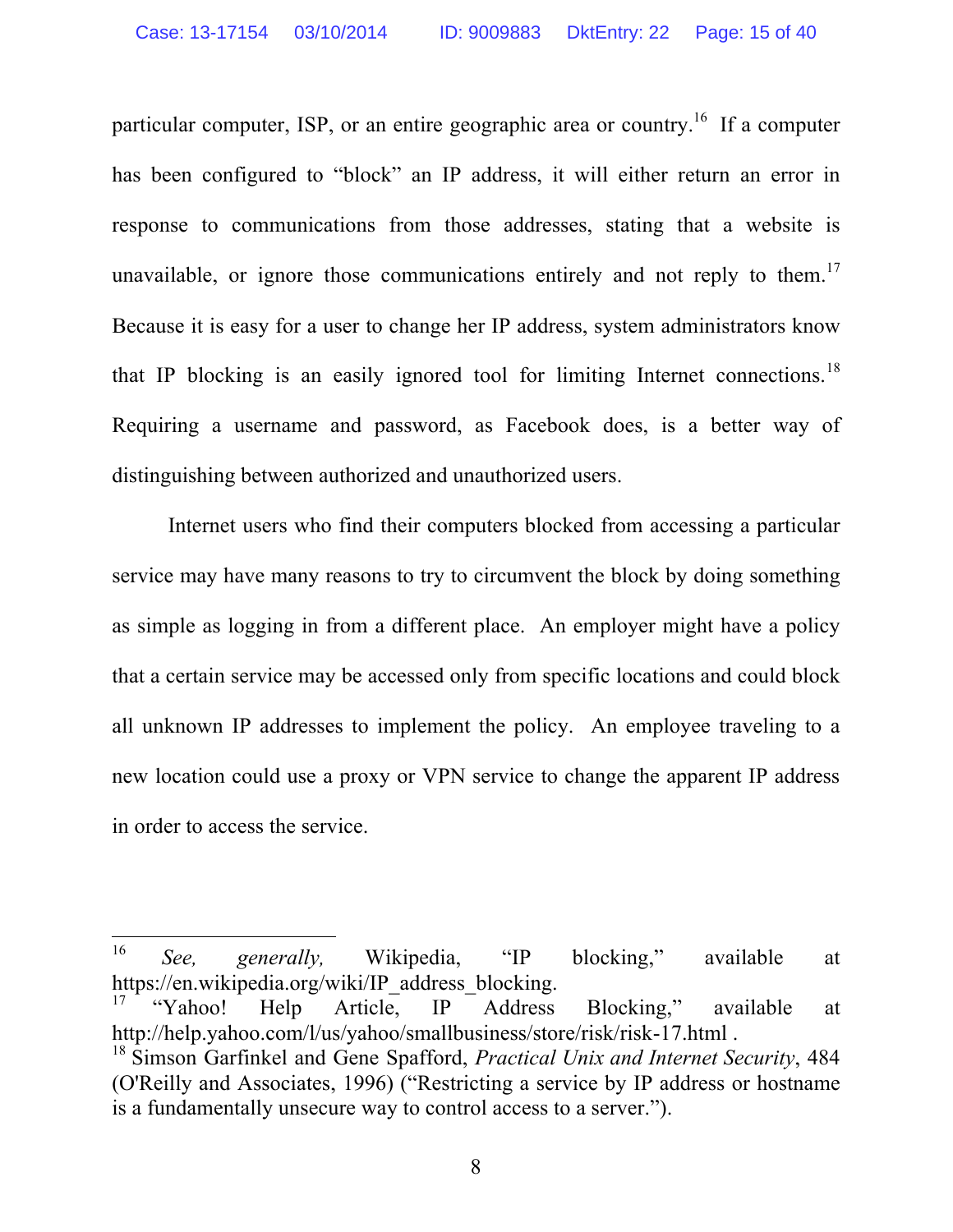particular computer, ISP, or an entire geographic area or country.[16] If a computer has been configured to "block" an IP address, it will either return an error in response to communications from those addresses, stating that a website is unavailable, or ignore those communications entirely and not reply to them.[17] Because it is easy for a user to change her IP address, system administrators know that IP blocking is an easily ignored tool for limiting Internet connections.[18] Requiring a username and password, as Facebook does, is a better way of distinguishing between authorized and unauthorized users.

Internet users who find their computers blocked from accessing a particular service may have many reasons to try to circumvent the block by doing something as simple as logging in from a different place. An employer might have a policy that a certain service may be accessed only from specific locations and could block all unknown IP addresses to implement the policy. An employee traveling to a new location could use a proxy or VPN service to change the apparent IP address in order to access the service.

---

[16] *See, generally,* Wikipedia, "IP blocking," available at https://en.wikipedia.org/wiki/IP_address_blocking.

[17] "Yahoo! Help Article, IP Address Blocking," available at http://help.yahoo.com/l/us/yahoo/smallbusiness/store/risk/risk-17.html .

[18] Simson Garfinkel and Gene Spafford, *Practical Unix and Internet Security*, 484 (O'Reilly and Associates, 1996) ("Restricting a service by IP address or hostname is a fundamentally unsecure way to control access to a server.").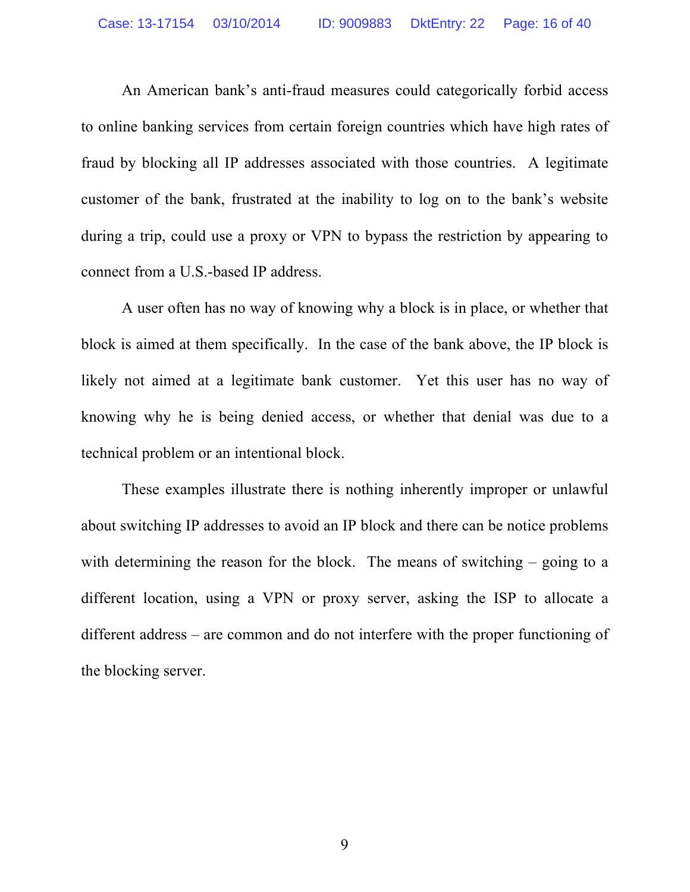An American bank's anti-fraud measures could categorically forbid access to online banking services from certain foreign countries which have high rates of fraud by blocking all IP addresses associated with those countries. A legitimate customer of the bank, frustrated at the inability to log on to the bank's website during a trip, could use a proxy or VPN to bypass the restriction by appearing to connect from a U.S.-based IP address.

A user often has no way of knowing why a block is in place, or whether that block is aimed at them specifically. In the case of the bank above, the IP block is likely not aimed at a legitimate bank customer. Yet this user has no way of knowing why he is being denied access, or whether that denial was due to a technical problem or an intentional block.

These examples illustrate there is nothing inherently improper or unlawful about switching IP addresses to avoid an IP block and there can be notice problems with determining the reason for the block. The means of switching – going to a different location, using a VPN or proxy server, asking the ISP to allocate a different address – are common and do not interfere with the proper functioning of the blocking server.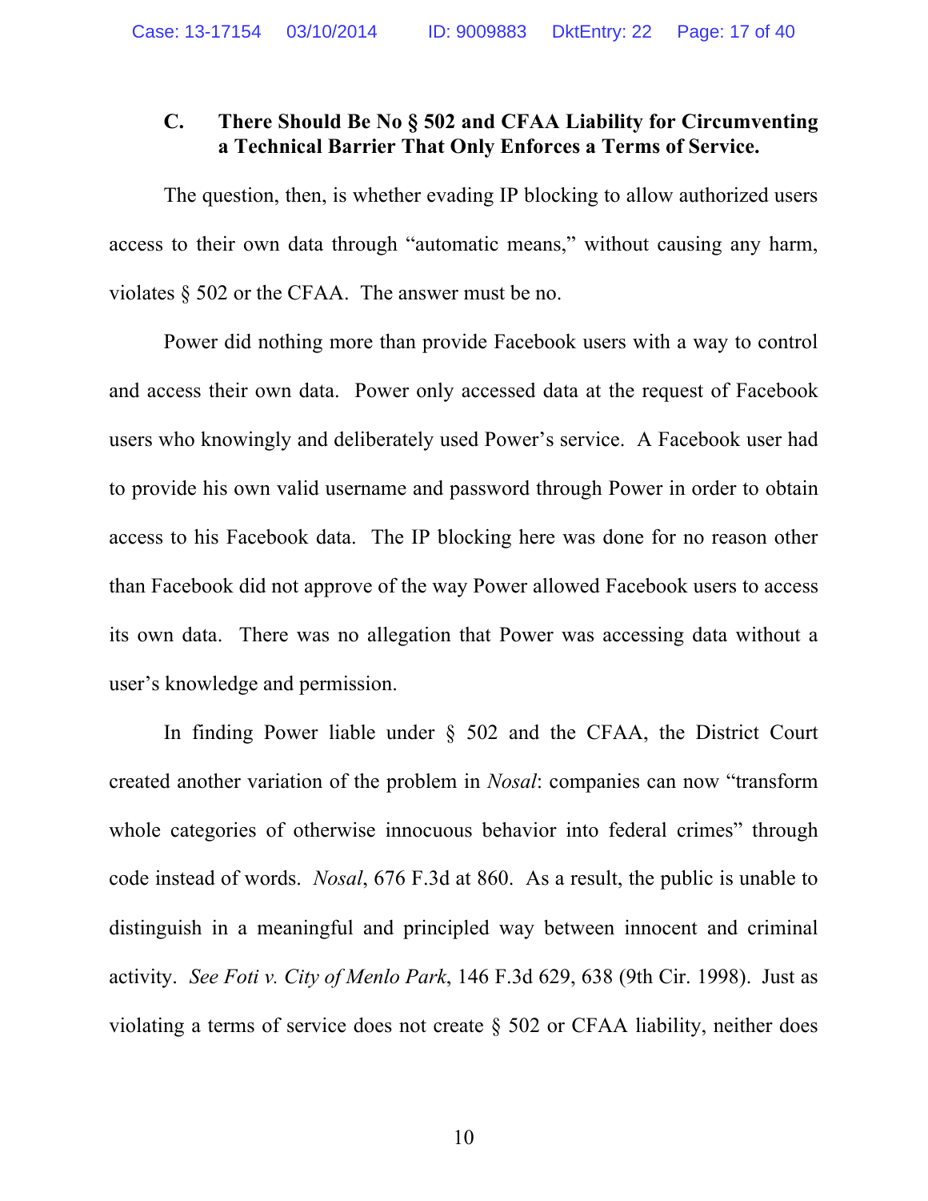### C. There Should Be No § 502 and CFAA Liability for Circumventing a Technical Barrier That Only Enforces a Terms of Service.

The question, then, is whether evading IP blocking to allow authorized users access to their own data through "automatic means," without causing any harm, violates § 502 or the CFAA. The answer must be no.

Power did nothing more than provide Facebook users with a way to control and access their own data. Power only accessed data at the request of Facebook users who knowingly and deliberately used Power's service. A Facebook user had to provide his own valid username and password through Power in order to obtain access to his Facebook data. The IP blocking here was done for no reason other than Facebook did not approve of the way Power allowed Facebook users to access its own data. There was no allegation that Power was accessing data without a user's knowledge and permission.

In finding Power liable under § 502 and the CFAA, the District Court created another variation of the problem in *Nosal*: companies can now "transform whole categories of otherwise innocuous behavior into federal crimes" through code instead of words. *Nosal*, 676 F.3d at 860. As a result, the public is unable to distinguish in a meaningful and principled way between innocent and criminal activity. *See Foti v. City of Menlo Park*, 146 F.3d 629, 638 (9th Cir. 1998). Just as violating a terms of service does not create § 502 or CFAA liability, neither does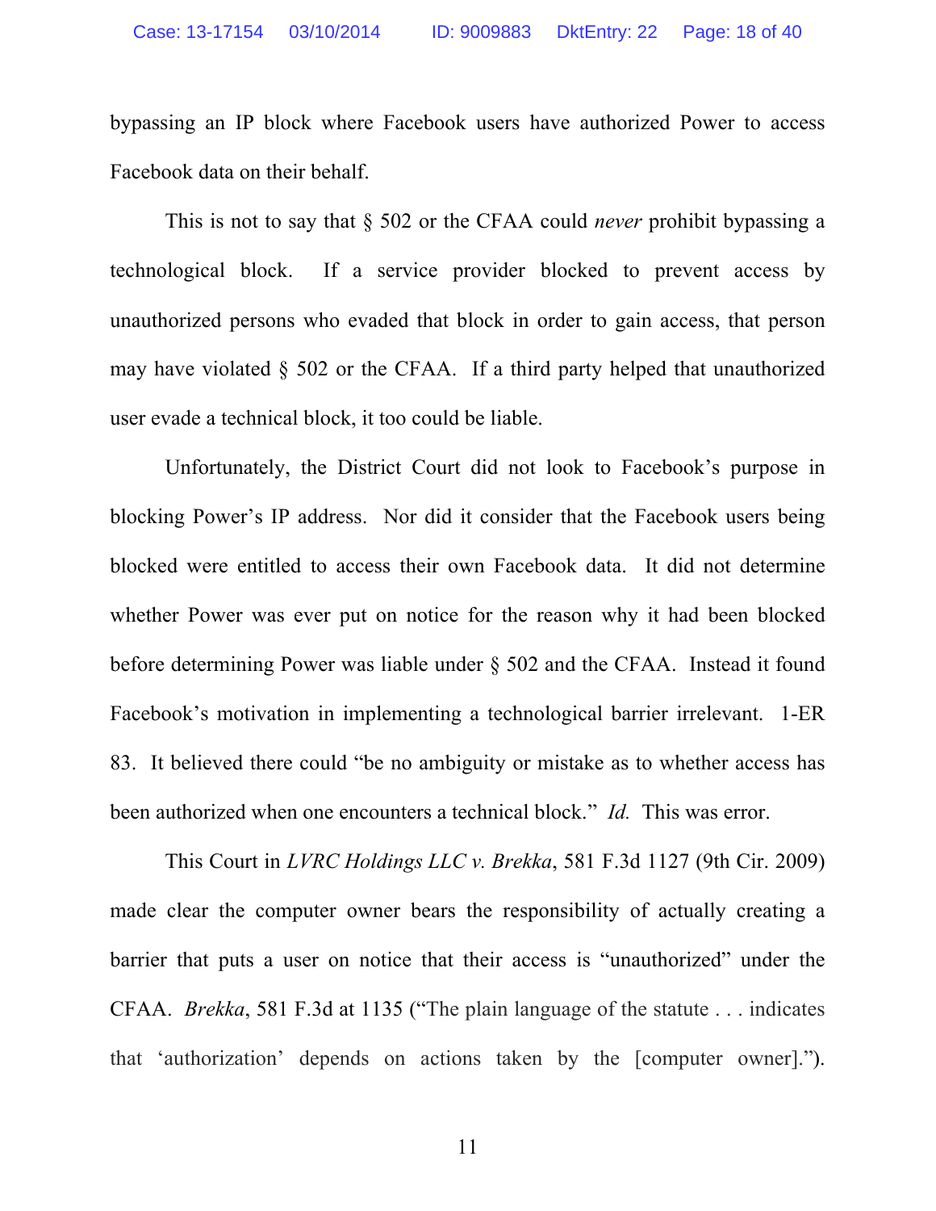bypassing an IP block where Facebook users have authorized Power to access Facebook data on their behalf.

This is not to say that § 502 or the CFAA could *never* prohibit bypassing a technological block. If a service provider blocked to prevent access by unauthorized persons who evaded that block in order to gain access, that person may have violated § 502 or the CFAA. If a third party helped that unauthorized user evade a technical block, it too could be liable.

Unfortunately, the District Court did not look to Facebook's purpose in blocking Power's IP address. Nor did it consider that the Facebook users being blocked were entitled to access their own Facebook data. It did not determine whether Power was ever put on notice for the reason why it had been blocked before determining Power was liable under § 502 and the CFAA. Instead it found Facebook's motivation in implementing a technological barrier irrelevant. 1-ER 83. It believed there could "be no ambiguity or mistake as to whether access has been authorized when one encounters a technical block." *Id.* This was error.

This Court in *LVRC Holdings LLC v. Brekka*, 581 F.3d 1127 (9th Cir. 2009) made clear the computer owner bears the responsibility of actually creating a barrier that puts a user on notice that their access is "unauthorized" under the CFAA. *Brekka*, 581 F.3d at 1135 ("The plain language of the statute . . . indicates that 'authorization' depends on actions taken by the [computer owner].").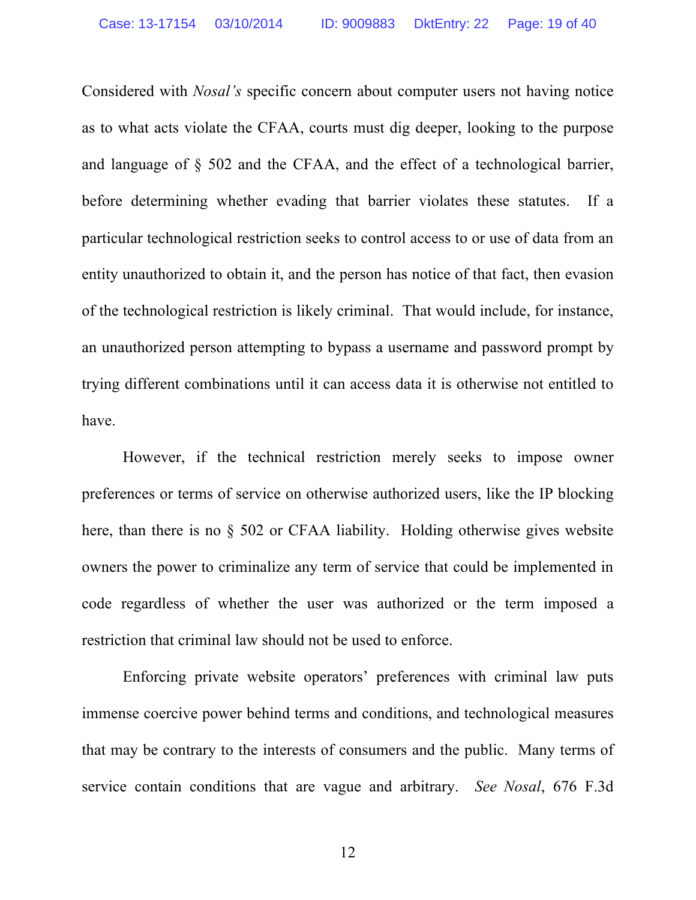Considered with *Nosal's* specific concern about computer users not having notice as to what acts violate the CFAA, courts must dig deeper, looking to the purpose and language of § 502 and the CFAA, and the effect of a technological barrier, before determining whether evading that barrier violates these statutes. If a particular technological restriction seeks to control access to or use of data from an entity unauthorized to obtain it, and the person has notice of that fact, then evasion of the technological restriction is likely criminal. That would include, for instance, an unauthorized person attempting to bypass a username and password prompt by trying different combinations until it can access data it is otherwise not entitled to have.

However, if the technical restriction merely seeks to impose owner preferences or terms of service on otherwise authorized users, like the IP blocking here, than there is no § 502 or CFAA liability. Holding otherwise gives website owners the power to criminalize any term of service that could be implemented in code regardless of whether the user was authorized or the term imposed a restriction that criminal law should not be used to enforce.

Enforcing private website operators' preferences with criminal law puts immense coercive power behind terms and conditions, and technological measures that may be contrary to the interests of consumers and the public. Many terms of service contain conditions that are vague and arbitrary. *See Nosal*, 676 F.3d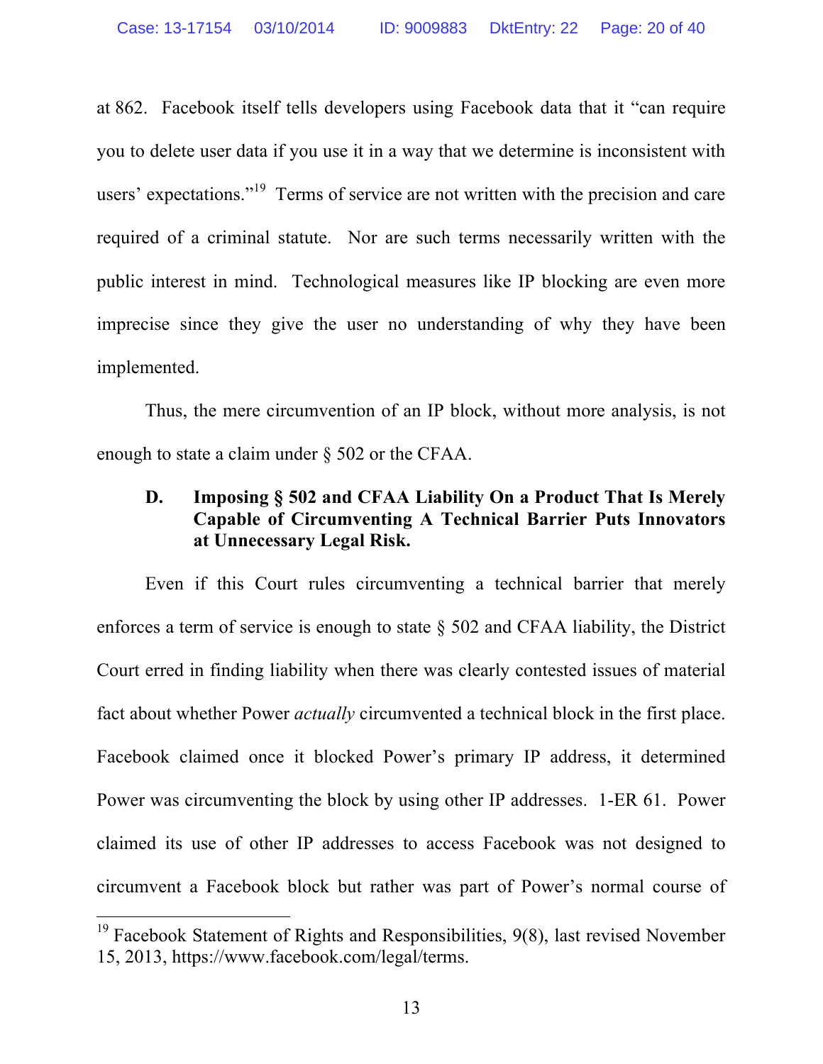at 862. Facebook itself tells developers using Facebook data that it "can require you to delete user data if you use it in a way that we determine is inconsistent with users' expectations."[19] Terms of service are not written with the precision and care required of a criminal statute. Nor are such terms necessarily written with the public interest in mind. Technological measures like IP blocking are even more imprecise since they give the user no understanding of why they have been implemented.

Thus, the mere circumvention of an IP block, without more analysis, is not enough to state a claim under § 502 or the CFAA.

### D. Imposing § 502 and CFAA Liability On a Product That Is Merely Capable of Circumventing A Technical Barrier Puts Innovators at Unnecessary Legal Risk.

Even if this Court rules circumventing a technical barrier that merely enforces a term of service is enough to state § 502 and CFAA liability, the District Court erred in finding liability when there was clearly contested issues of material fact about whether Power *actually* circumvented a technical block in the first place. Facebook claimed once it blocked Power's primary IP address, it determined Power was circumventing the block by using other IP addresses. 1-ER 61. Power claimed its use of other IP addresses to access Facebook was not designed to circumvent a Facebook block but rather was part of Power's normal course of

---

[19] Facebook Statement of Rights and Responsibilities, 9(8), last revised November 15, 2013, https://www.facebook.com/legal/terms.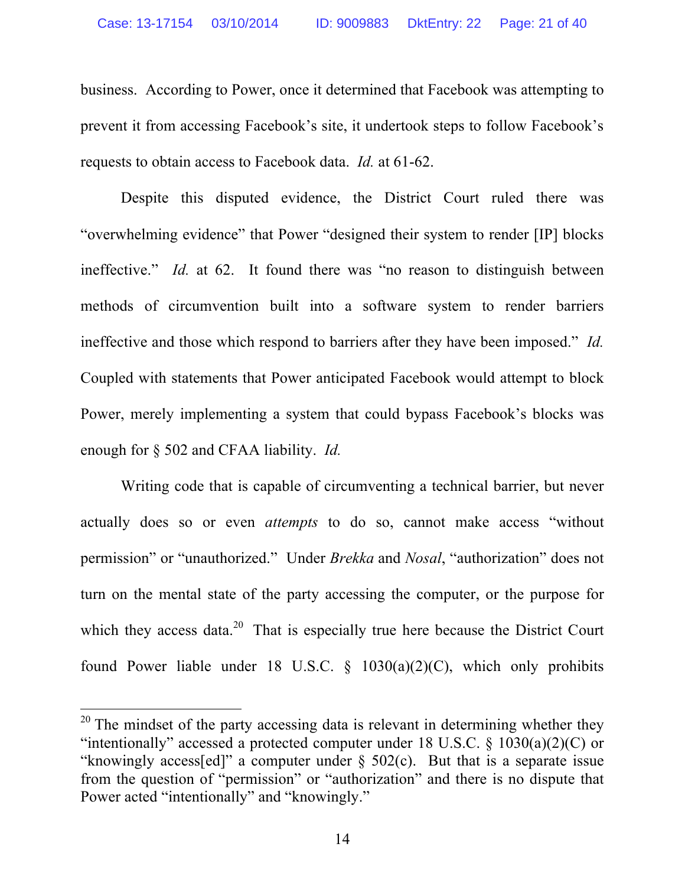business. According to Power, once it determined that Facebook was attempting to prevent it from accessing Facebook's site, it undertook steps to follow Facebook's requests to obtain access to Facebook data. *Id.* at 61-62.

Despite this disputed evidence, the District Court ruled there was "overwhelming evidence" that Power "designed their system to render [IP] blocks ineffective." *Id.* at 62. It found there was "no reason to distinguish between methods of circumvention built into a software system to render barriers ineffective and those which respond to barriers after they have been imposed." *Id.* Coupled with statements that Power anticipated Facebook would attempt to block Power, merely implementing a system that could bypass Facebook's blocks was enough for § 502 and CFAA liability. *Id.*

Writing code that is capable of circumventing a technical barrier, but never actually does so or even *attempts* to do so, cannot make access "without permission" or "unauthorized." Under *Brekka* and *Nosal*, "authorization" does not turn on the mental state of the party accessing the computer, or the purpose for which they access data.[20] That is especially true here because the District Court found Power liable under 18 U.S.C. § 1030(a)(2)(C), which only prohibits

[20] The mindset of the party accessing data is relevant in determining whether they "intentionally" accessed a protected computer under 18 U.S.C. § 1030(a)(2)(C) or "knowingly access[ed]" a computer under § 502(c). But that is a separate issue from the question of "permission" or "authorization" and there is no dispute that Power acted "intentionally" and "knowingly."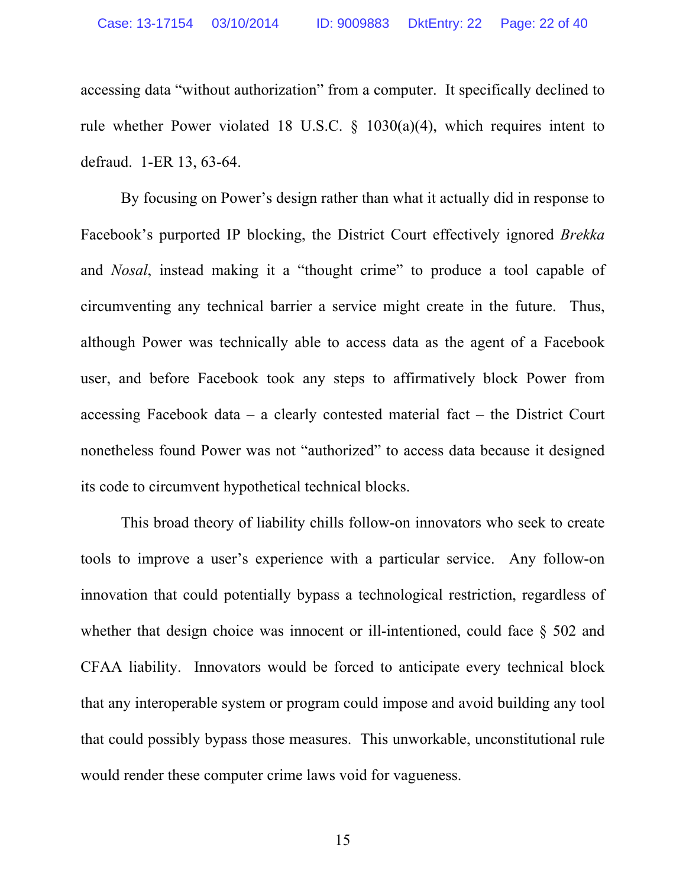accessing data "without authorization" from a computer. It specifically declined to rule whether Power violated 18 U.S.C. § 1030(a)(4), which requires intent to defraud. 1-ER 13, 63-64.

By focusing on Power's design rather than what it actually did in response to Facebook's purported IP blocking, the District Court effectively ignored *Brekka* and *Nosal*, instead making it a "thought crime" to produce a tool capable of circumventing any technical barrier a service might create in the future. Thus, although Power was technically able to access data as the agent of a Facebook user, and before Facebook took any steps to affirmatively block Power from accessing Facebook data – a clearly contested material fact – the District Court nonetheless found Power was not "authorized" to access data because it designed its code to circumvent hypothetical technical blocks.

This broad theory of liability chills follow-on innovators who seek to create tools to improve a user's experience with a particular service. Any follow-on innovation that could potentially bypass a technological restriction, regardless of whether that design choice was innocent or ill-intentioned, could face § 502 and CFAA liability. Innovators would be forced to anticipate every technical block that any interoperable system or program could impose and avoid building any tool that could possibly bypass those measures. This unworkable, unconstitutional rule would render these computer crime laws void for vagueness.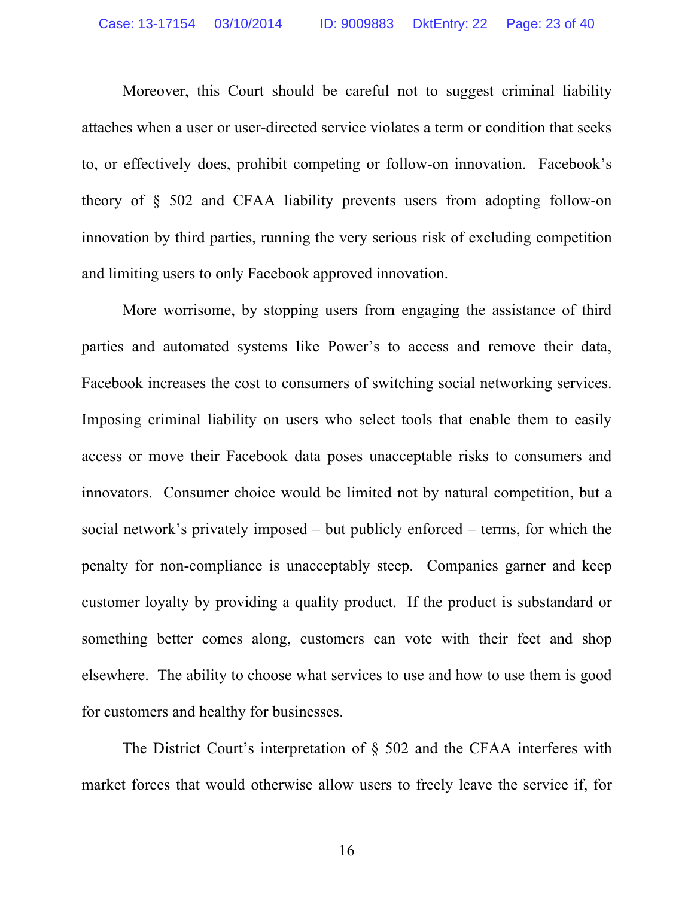Moreover, this Court should be careful not to suggest criminal liability attaches when a user or user-directed service violates a term or condition that seeks to, or effectively does, prohibit competing or follow-on innovation. Facebook's theory of § 502 and CFAA liability prevents users from adopting follow-on innovation by third parties, running the very serious risk of excluding competition and limiting users to only Facebook approved innovation.

More worrisome, by stopping users from engaging the assistance of third parties and automated systems like Power's to access and remove their data, Facebook increases the cost to consumers of switching social networking services. Imposing criminal liability on users who select tools that enable them to easily access or move their Facebook data poses unacceptable risks to consumers and innovators. Consumer choice would be limited not by natural competition, but a social network's privately imposed – but publicly enforced – terms, for which the penalty for non-compliance is unacceptably steep. Companies garner and keep customer loyalty by providing a quality product. If the product is substandard or something better comes along, customers can vote with their feet and shop elsewhere. The ability to choose what services to use and how to use them is good for customers and healthy for businesses.

The District Court's interpretation of § 502 and the CFAA interferes with market forces that would otherwise allow users to freely leave the service if, for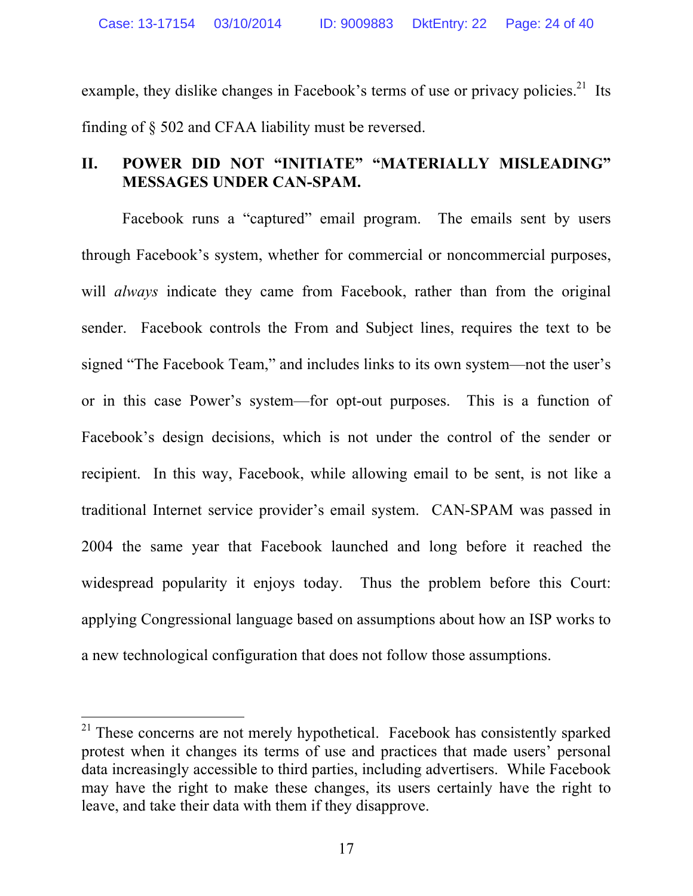example, they dislike changes in Facebook's terms of use or privacy policies.[21] Its finding of § 502 and CFAA liability must be reversed.

## II. POWER DID NOT "INITIATE" "MATERIALLY MISLEADING" MESSAGES UNDER CAN-SPAM.

Facebook runs a "captured" email program. The emails sent by users through Facebook's system, whether for commercial or noncommercial purposes, will *always* indicate they came from Facebook, rather than from the original sender. Facebook controls the From and Subject lines, requires the text to be signed "The Facebook Team," and includes links to its own system—not the user's or in this case Power's system—for opt-out purposes. This is a function of Facebook's design decisions, which is not under the control of the sender or recipient. In this way, Facebook, while allowing email to be sent, is not like a traditional Internet service provider's email system. CAN-SPAM was passed in 2004 the same year that Facebook launched and long before it reached the widespread popularity it enjoys today. Thus the problem before this Court: applying Congressional language based on assumptions about how an ISP works to a new technological configuration that does not follow those assumptions.

---

[21] These concerns are not merely hypothetical. Facebook has consistently sparked protest when it changes its terms of use and practices that made users' personal data increasingly accessible to third parties, including advertisers. While Facebook may have the right to make these changes, its users certainly have the right to leave, and take their data with them if they disapprove.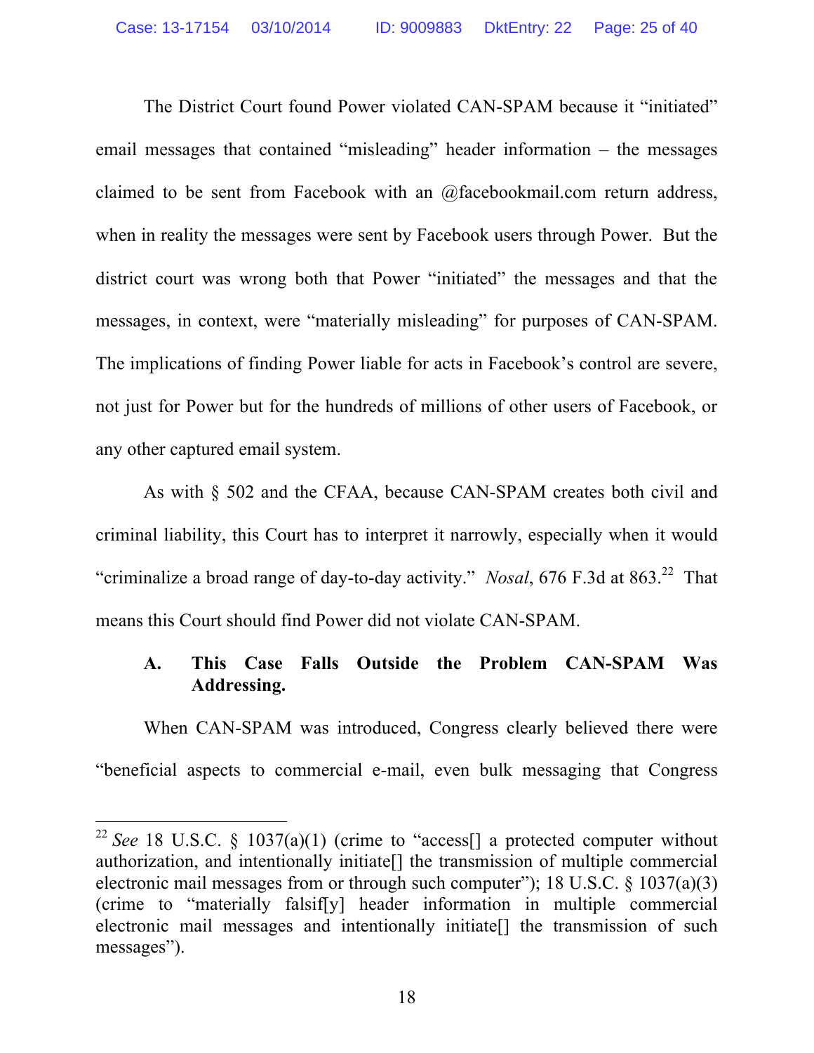The District Court found Power violated CAN-SPAM because it "initiated" email messages that contained "misleading" header information – the messages claimed to be sent from Facebook with an @facebookmail.com return address, when in reality the messages were sent by Facebook users through Power. But the district court was wrong both that Power "initiated" the messages and that the messages, in context, were "materially misleading" for purposes of CAN-SPAM. The implications of finding Power liable for acts in Facebook's control are severe, not just for Power but for the hundreds of millions of other users of Facebook, or any other captured email system.

As with § 502 and the CFAA, because CAN-SPAM creates both civil and criminal liability, this Court has to interpret it narrowly, especially when it would "criminalize a broad range of day-to-day activity." *Nosal*, 676 F.3d at 863.[22] That means this Court should find Power did not violate CAN-SPAM.

### A. This Case Falls Outside the Problem CAN-SPAM Was Addressing.

When CAN-SPAM was introduced, Congress clearly believed there were "beneficial aspects to commercial e-mail, even bulk messaging that Congress

---

[22] *See* 18 U.S.C. § 1037(a)(1) (crime to "access[] a protected computer without authorization, and intentionally initiate[] the transmission of multiple commercial electronic mail messages from or through such computer"); 18 U.S.C. § 1037(a)(3) (crime to "materially falsif[y] header information in multiple commercial electronic mail messages and intentionally initiate[] the transmission of such messages").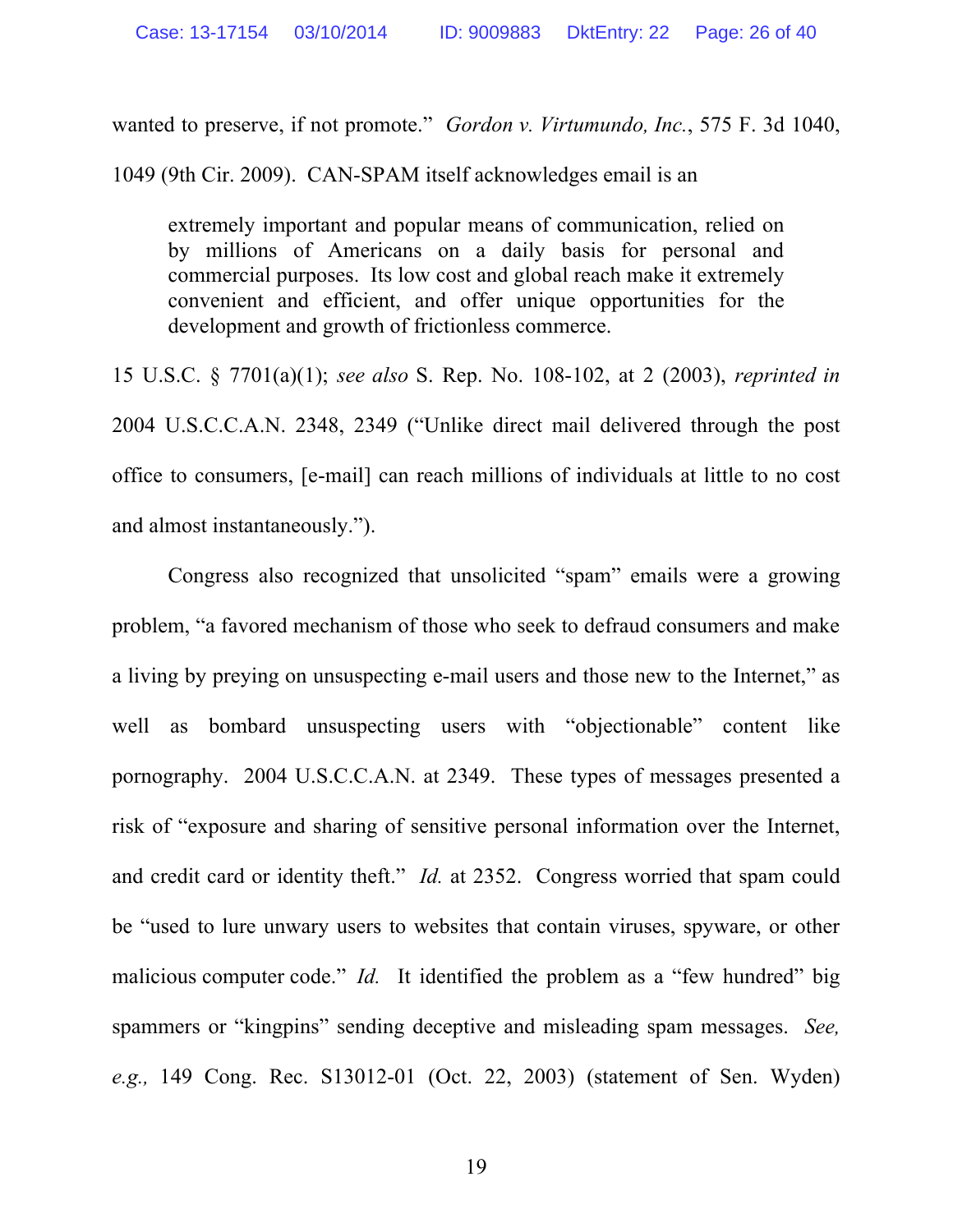wanted to preserve, if not promote." *Gordon v. Virtumundo, Inc.*, 575 F. 3d 1040, 1049 (9th Cir. 2009). CAN-SPAM itself acknowledges email is an

> extremely important and popular means of communication, relied on by millions of Americans on a daily basis for personal and commercial purposes. Its low cost and global reach make it extremely convenient and efficient, and offer unique opportunities for the development and growth of frictionless commerce.

15 U.S.C. § 7701(a)(1); *see also* S. Rep. No. 108-102, at 2 (2003), *reprinted in* 2004 U.S.C.C.A.N. 2348, 2349 ("Unlike direct mail delivered through the post office to consumers, [e-mail] can reach millions of individuals at little to no cost and almost instantaneously.").

Congress also recognized that unsolicited "spam" emails were a growing problem, "a favored mechanism of those who seek to defraud consumers and make a living by preying on unsuspecting e-mail users and those new to the Internet," as well as bombard unsuspecting users with "objectionable" content like pornography. 2004 U.S.C.C.A.N. at 2349. These types of messages presented a risk of "exposure and sharing of sensitive personal information over the Internet, and credit card or identity theft." *Id.* at 2352. Congress worried that spam could be "used to lure unwary users to websites that contain viruses, spyware, or other malicious computer code." *Id.* It identified the problem as a "few hundred" big spammers or "kingpins" sending deceptive and misleading spam messages. *See, e.g.,* 149 Cong. Rec. S13012-01 (Oct. 22, 2003) (statement of Sen. Wyden)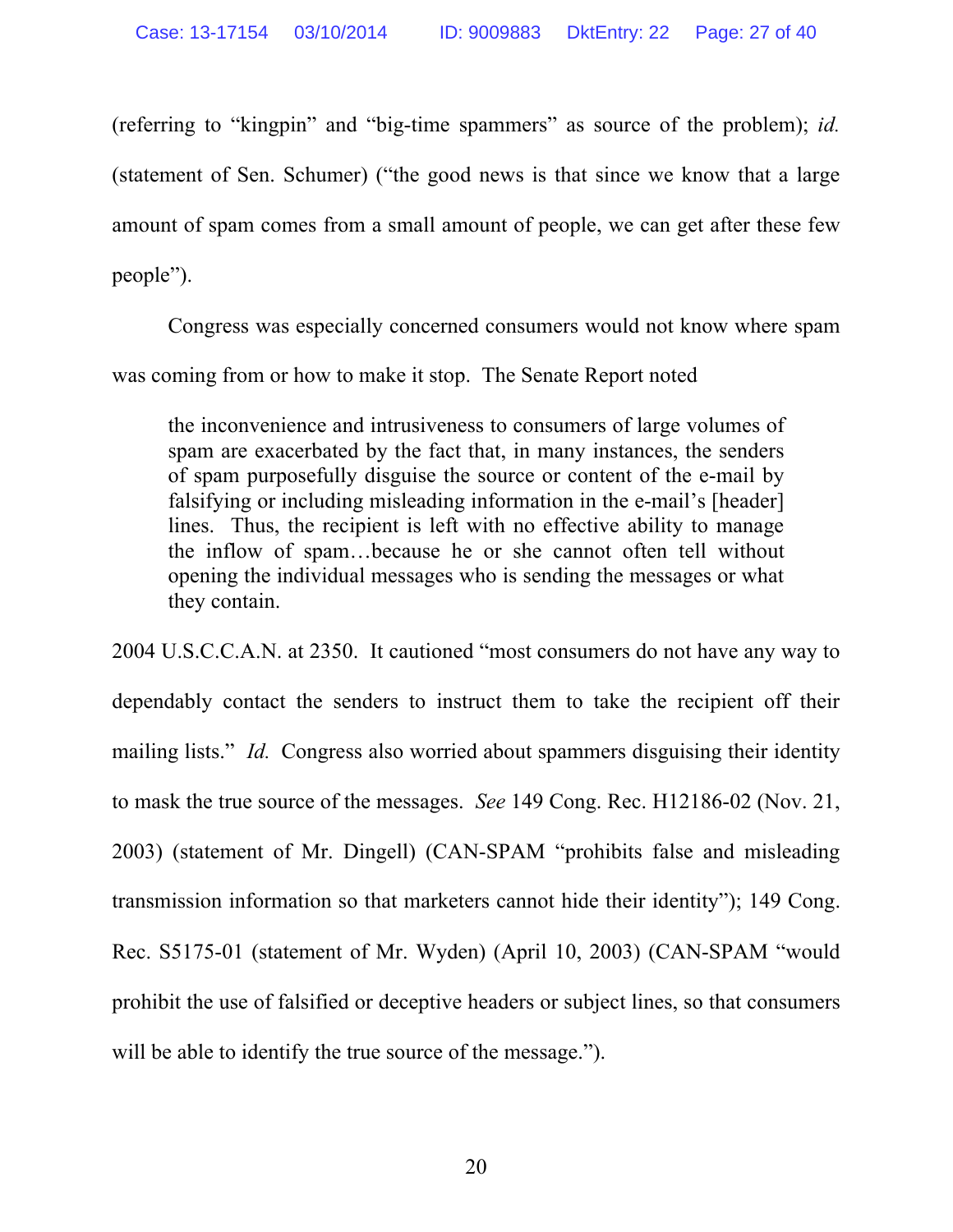(referring to "kingpin" and "big-time spammers" as source of the problem); *id.* (statement of Sen. Schumer) ("the good news is that since we know that a large amount of spam comes from a small amount of people, we can get after these few people").

Congress was especially concerned consumers would not know where spam was coming from or how to make it stop. The Senate Report noted

> the inconvenience and intrusiveness to consumers of large volumes of spam are exacerbated by the fact that, in many instances, the senders of spam purposefully disguise the source or content of the e-mail by falsifying or including misleading information in the e-mail's [header] lines. Thus, the recipient is left with no effective ability to manage the inflow of spam…because he or she cannot often tell without opening the individual messages who is sending the messages or what they contain.

2004 U.S.C.C.A.N. at 2350. It cautioned "most consumers do not have any way to dependably contact the senders to instruct them to take the recipient off their mailing lists." *Id.* Congress also worried about spammers disguising their identity to mask the true source of the messages. *See* 149 Cong. Rec. H12186-02 (Nov. 21, 2003) (statement of Mr. Dingell) (CAN-SPAM "prohibits false and misleading transmission information so that marketers cannot hide their identity"); 149 Cong. Rec. S5175-01 (statement of Mr. Wyden) (April 10, 2003) (CAN-SPAM "would prohibit the use of falsified or deceptive headers or subject lines, so that consumers will be able to identify the true source of the message.").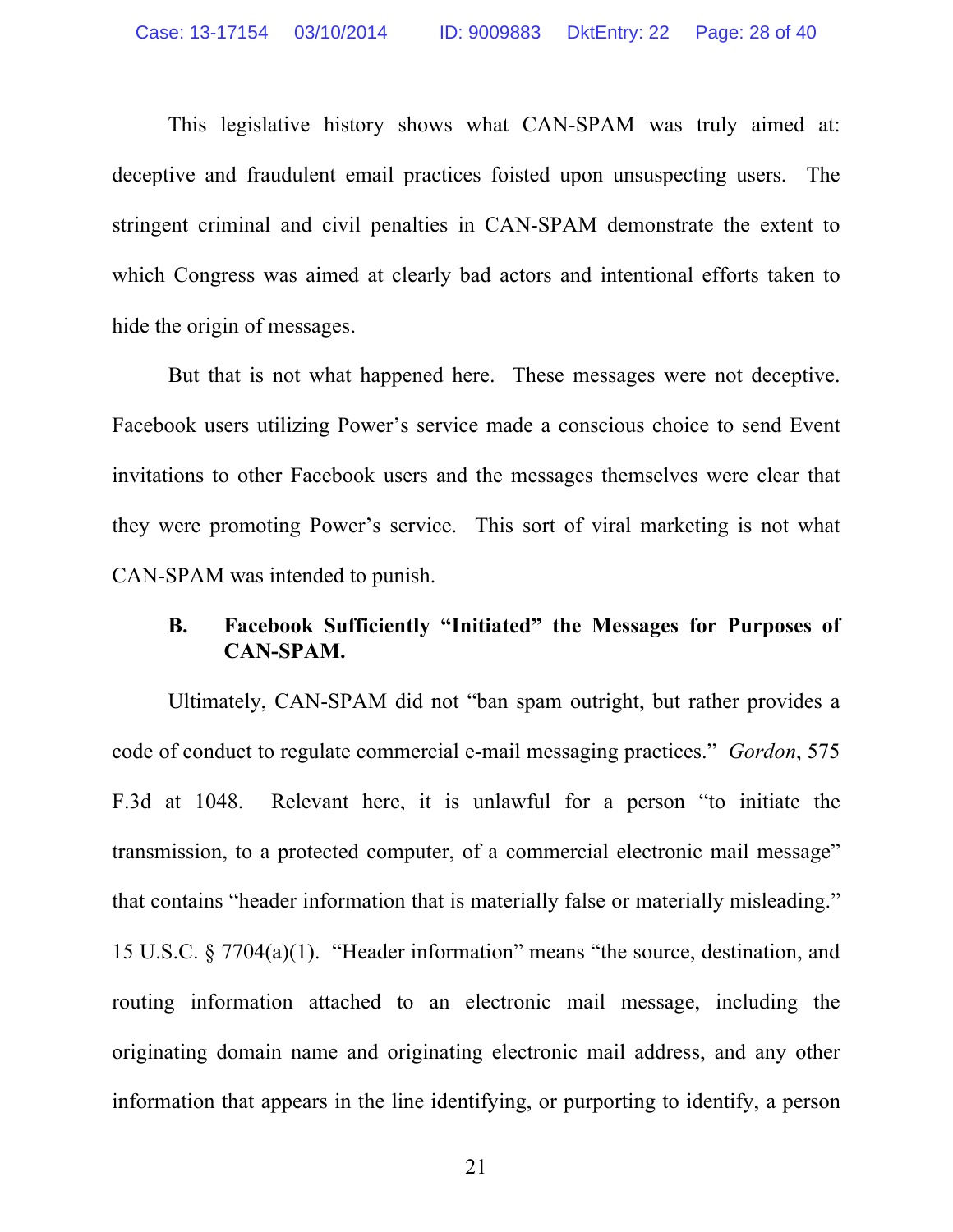This legislative history shows what CAN-SPAM was truly aimed at: deceptive and fraudulent email practices foisted upon unsuspecting users. The stringent criminal and civil penalties in CAN-SPAM demonstrate the extent to which Congress was aimed at clearly bad actors and intentional efforts taken to hide the origin of messages.

But that is not what happened here. These messages were not deceptive. Facebook users utilizing Power's service made a conscious choice to send Event invitations to other Facebook users and the messages themselves were clear that they were promoting Power's service. This sort of viral marketing is not what CAN-SPAM was intended to punish.

### B. Facebook Sufficiently "Initiated" the Messages for Purposes of CAN-SPAM.

Ultimately, CAN-SPAM did not "ban spam outright, but rather provides a code of conduct to regulate commercial e-mail messaging practices." *Gordon*, 575 F.3d at 1048. Relevant here, it is unlawful for a person "to initiate the transmission, to a protected computer, of a commercial electronic mail message" that contains "header information that is materially false or materially misleading." 15 U.S.C. § 7704(a)(1). "Header information" means "the source, destination, and routing information attached to an electronic mail message, including the originating domain name and originating electronic mail address, and any other information that appears in the line identifying, or purporting to identify, a person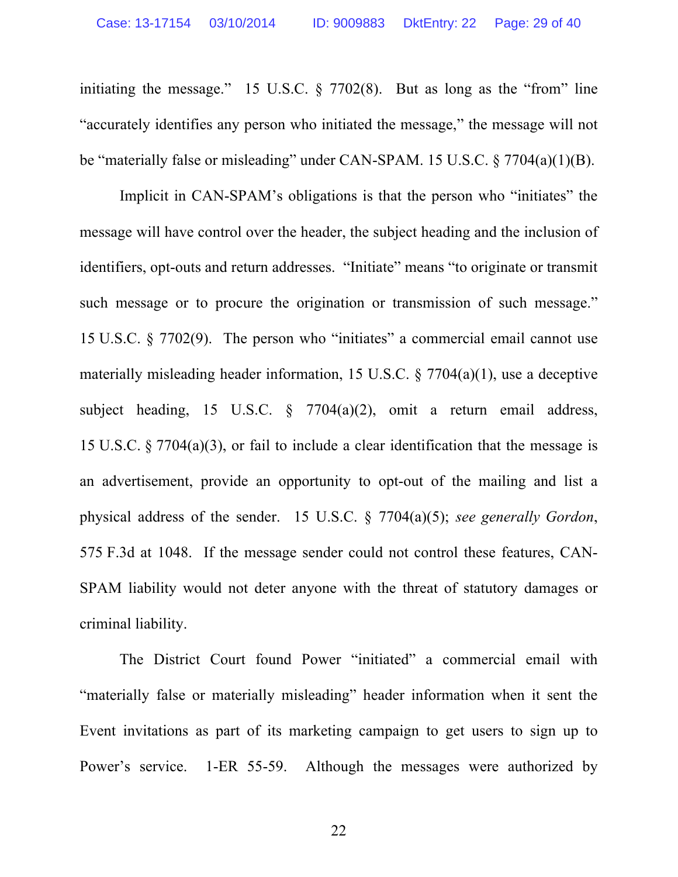initiating the message." 15 U.S.C. § 7702(8). But as long as the "from" line "accurately identifies any person who initiated the message," the message will not be "materially false or misleading" under CAN-SPAM. 15 U.S.C. § 7704(a)(1)(B).

Implicit in CAN-SPAM's obligations is that the person who "initiates" the message will have control over the header, the subject heading and the inclusion of identifiers, opt-outs and return addresses. "Initiate" means "to originate or transmit such message or to procure the origination or transmission of such message." 15 U.S.C. § 7702(9). The person who "initiates" a commercial email cannot use materially misleading header information, 15 U.S.C. § 7704(a)(1), use a deceptive subject heading, 15 U.S.C. § 7704(a)(2), omit a return email address, 15 U.S.C. § 7704(a)(3), or fail to include a clear identification that the message is an advertisement, provide an opportunity to opt-out of the mailing and list a physical address of the sender. 15 U.S.C. § 7704(a)(5); *see generally Gordon*, 575 F.3d at 1048. If the message sender could not control these features, CAN-SPAM liability would not deter anyone with the threat of statutory damages or criminal liability.

The District Court found Power "initiated" a commercial email with "materially false or materially misleading" header information when it sent the Event invitations as part of its marketing campaign to get users to sign up to Power's service. 1-ER 55-59. Although the messages were authorized by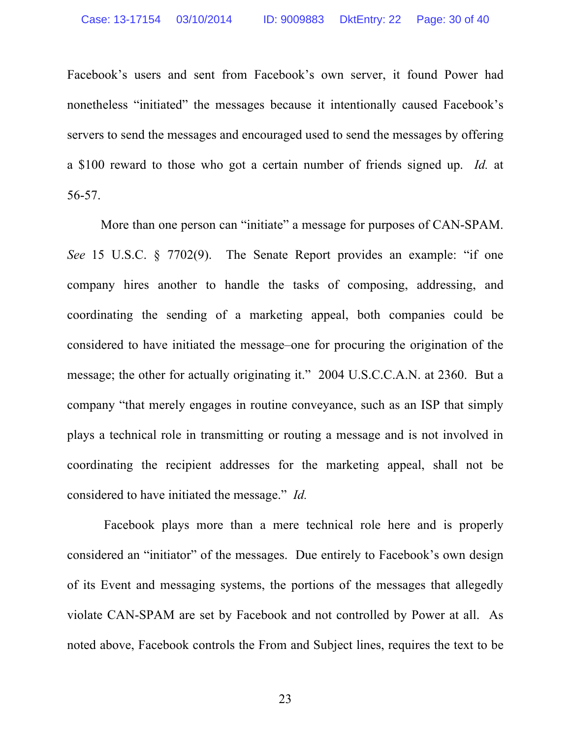Facebook's users and sent from Facebook's own server, it found Power had nonetheless "initiated" the messages because it intentionally caused Facebook's servers to send the messages and encouraged used to send the messages by offering a $100 reward to those who got a certain number of friends signed up. *Id.* at 56-57.

More than one person can "initiate" a message for purposes of CAN-SPAM. *See* 15 U.S.C. § 7702(9). The Senate Report provides an example: "if one company hires another to handle the tasks of composing, addressing, and coordinating the sending of a marketing appeal, both companies could be considered to have initiated the message–one for procuring the origination of the message; the other for actually originating it." 2004 U.S.C.C.A.N. at 2360. But a company "that merely engages in routine conveyance, such as an ISP that simply plays a technical role in transmitting or routing a message and is not involved in coordinating the recipient addresses for the marketing appeal, shall not be considered to have initiated the message." *Id.*

Facebook plays more than a mere technical role here and is properly considered an "initiator" of the messages. Due entirely to Facebook's own design of its Event and messaging systems, the portions of the messages that allegedly violate CAN-SPAM are set by Facebook and not controlled by Power at all. As noted above, Facebook controls the From and Subject lines, requires the text to be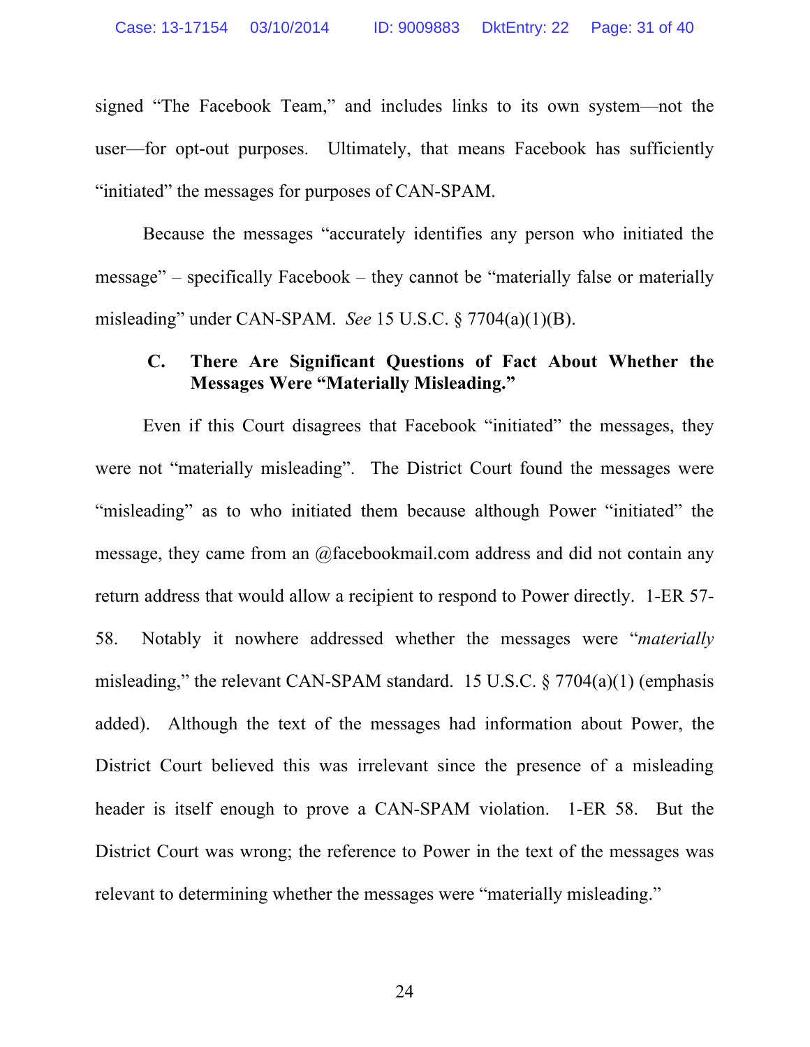signed "The Facebook Team," and includes links to its own system—not the user—for opt-out purposes. Ultimately, that means Facebook has sufficiently "initiated" the messages for purposes of CAN-SPAM.

Because the messages "accurately identifies any person who initiated the message" – specifically Facebook – they cannot be "materially false or materially misleading" under CAN-SPAM. *See* 15 U.S.C. § 7704(a)(1)(B).

### C. There Are Significant Questions of Fact About Whether the Messages Were "Materially Misleading."

Even if this Court disagrees that Facebook "initiated" the messages, they were not "materially misleading". The District Court found the messages were "misleading" as to who initiated them because although Power "initiated" the message, they came from an @facebookmail.com address and did not contain any return address that would allow a recipient to respond to Power directly. 1-ER 57-58. Notably it nowhere addressed whether the messages were "*materially* misleading," the relevant CAN-SPAM standard. 15 U.S.C. § 7704(a)(1) (emphasis added). Although the text of the messages had information about Power, the District Court believed this was irrelevant since the presence of a misleading header is itself enough to prove a CAN-SPAM violation. 1-ER 58. But the District Court was wrong; the reference to Power in the text of the messages was relevant to determining whether the messages were "materially misleading."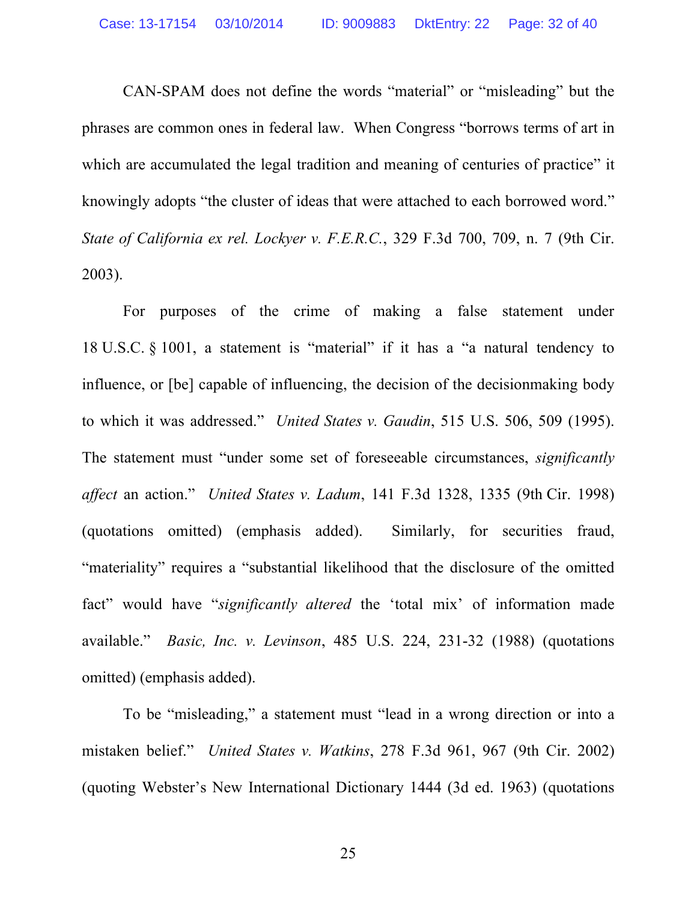CAN-SPAM does not define the words "material" or "misleading" but the phrases are common ones in federal law. When Congress "borrows terms of art in which are accumulated the legal tradition and meaning of centuries of practice" it knowingly adopts "the cluster of ideas that were attached to each borrowed word." *State of California ex rel. Lockyer v. F.E.R.C.*, 329 F.3d 700, 709, n. 7 (9th Cir. 2003).

For purposes of the crime of making a false statement under 18 U.S.C. § 1001, a statement is "material" if it has a "a natural tendency to influence, or [be] capable of influencing, the decision of the decisionmaking body to which it was addressed." *United States v. Gaudin*, 515 U.S. 506, 509 (1995). The statement must "under some set of foreseeable circumstances, *significantly affect* an action." *United States v. Ladum*, 141 F.3d 1328, 1335 (9th Cir. 1998) (quotations omitted) (emphasis added). Similarly, for securities fraud, "materiality" requires a "substantial likelihood that the disclosure of the omitted fact" would have "*significantly altered* the 'total mix' of information made available." *Basic, Inc. v. Levinson*, 485 U.S. 224, 231-32 (1988) (quotations omitted) (emphasis added).

To be "misleading," a statement must "lead in a wrong direction or into a mistaken belief." *United States v. Watkins*, 278 F.3d 961, 967 (9th Cir. 2002) (quoting Webster's New International Dictionary 1444 (3d ed. 1963) (quotations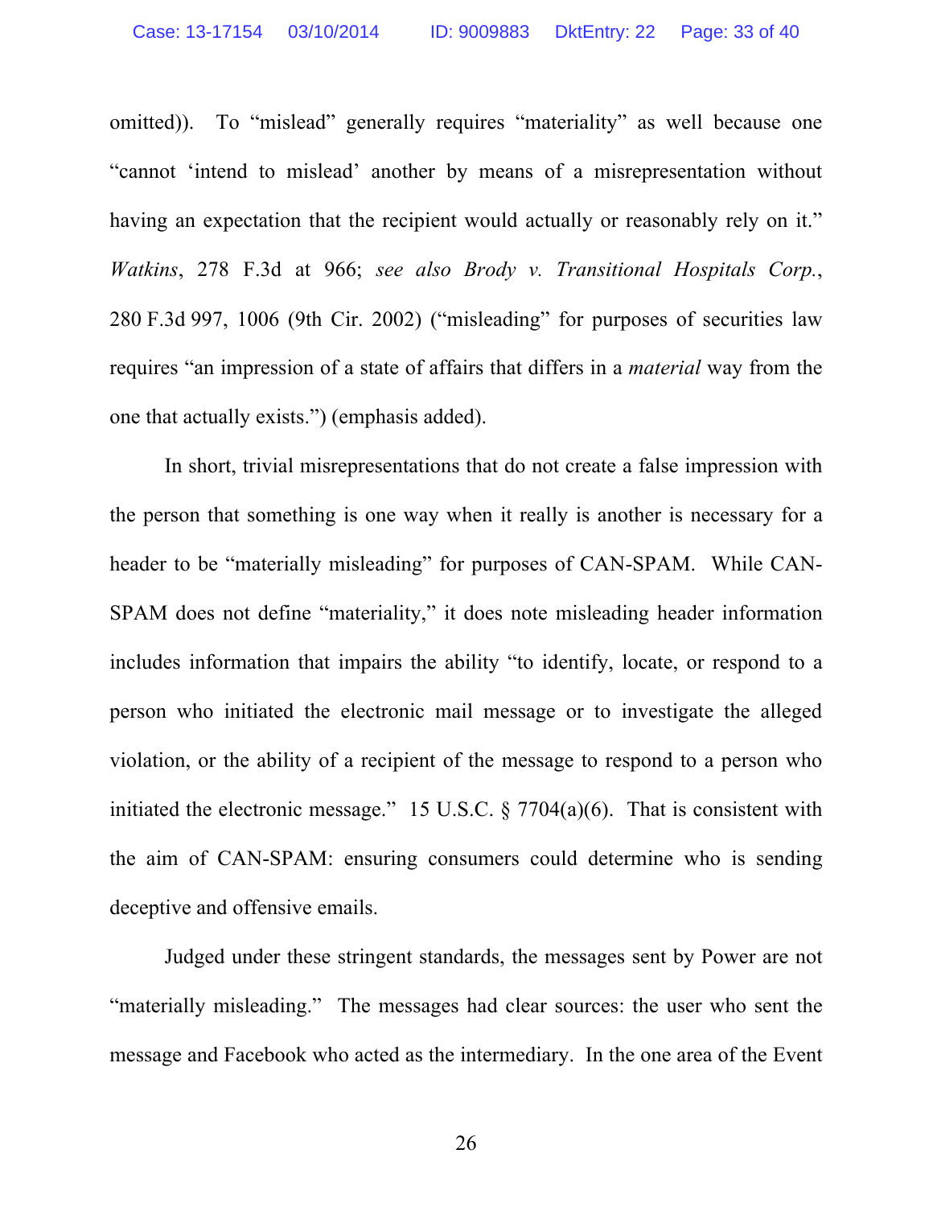omitted)). To "mislead" generally requires "materiality" as well because one "cannot 'intend to mislead' another by means of a misrepresentation without having an expectation that the recipient would actually or reasonably rely on it." *Watkins*, 278 F.3d at 966; *see also Brody v. Transitional Hospitals Corp.*, 280 F.3d 997, 1006 (9th Cir. 2002) ("misleading" for purposes of securities law requires "an impression of a state of affairs that differs in a *material* way from the one that actually exists.") (emphasis added).

In short, trivial misrepresentations that do not create a false impression with the person that something is one way when it really is another is necessary for a header to be "materially misleading" for purposes of CAN-SPAM. While CAN-SPAM does not define "materiality," it does note misleading header information includes information that impairs the ability "to identify, locate, or respond to a person who initiated the electronic mail message or to investigate the alleged violation, or the ability of a recipient of the message to respond to a person who initiated the electronic message." 15 U.S.C. § 7704(a)(6). That is consistent with the aim of CAN-SPAM: ensuring consumers could determine who is sending deceptive and offensive emails.

Judged under these stringent standards, the messages sent by Power are not "materially misleading." The messages had clear sources: the user who sent the message and Facebook who acted as the intermediary. In the one area of the Event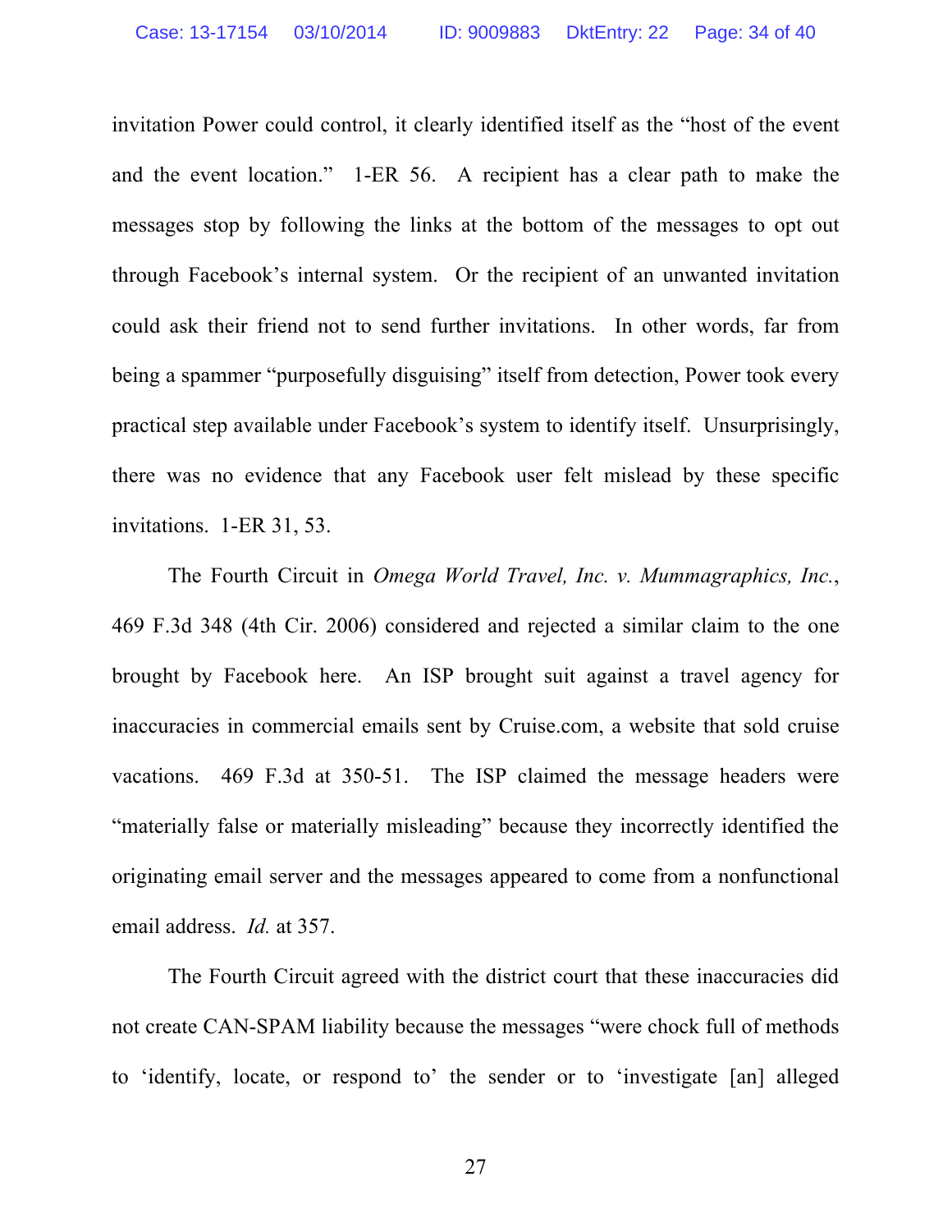invitation Power could control, it clearly identified itself as the "host of the event and the event location." 1-ER 56. A recipient has a clear path to make the messages stop by following the links at the bottom of the messages to opt out through Facebook's internal system. Or the recipient of an unwanted invitation could ask their friend not to send further invitations. In other words, far from being a spammer "purposefully disguising" itself from detection, Power took every practical step available under Facebook's system to identify itself. Unsurprisingly, there was no evidence that any Facebook user felt mislead by these specific invitations. 1-ER 31, 53.

The Fourth Circuit in *Omega World Travel, Inc. v. Mummagraphics, Inc.*, 469 F.3d 348 (4th Cir. 2006) considered and rejected a similar claim to the one brought by Facebook here. An ISP brought suit against a travel agency for inaccuracies in commercial emails sent by Cruise.com, a website that sold cruise vacations. 469 F.3d at 350-51. The ISP claimed the message headers were "materially false or materially misleading" because they incorrectly identified the originating email server and the messages appeared to come from a nonfunctional email address. *Id.* at 357.

The Fourth Circuit agreed with the district court that these inaccuracies did not create CAN-SPAM liability because the messages "were chock full of methods to 'identify, locate, or respond to' the sender or to 'investigate [an] alleged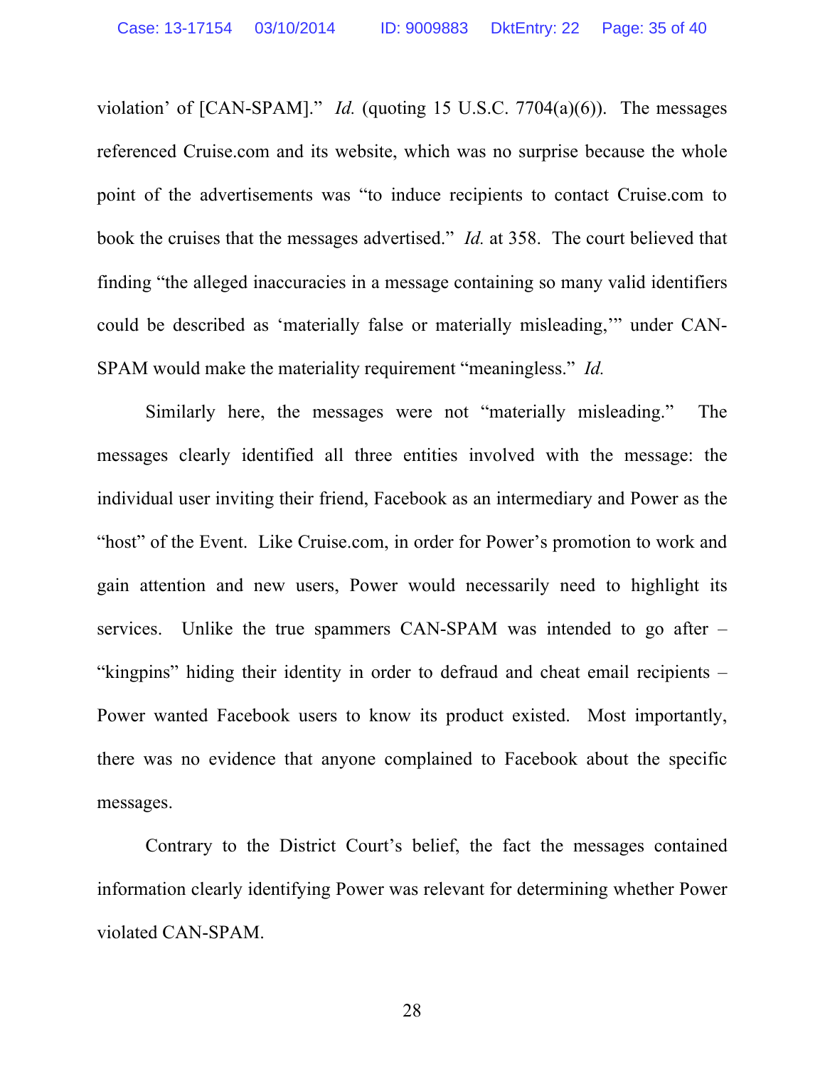violation' of [CAN-SPAM]." *Id.* (quoting 15 U.S.C. 7704(a)(6)). The messages referenced Cruise.com and its website, which was no surprise because the whole point of the advertisements was "to induce recipients to contact Cruise.com to book the cruises that the messages advertised." *Id.* at 358. The court believed that finding "the alleged inaccuracies in a message containing so many valid identifiers could be described as 'materially false or materially misleading,'" under CAN-SPAM would make the materiality requirement "meaningless." *Id.*

Similarly here, the messages were not "materially misleading." The messages clearly identified all three entities involved with the message: the individual user inviting their friend, Facebook as an intermediary and Power as the "host" of the Event. Like Cruise.com, in order for Power's promotion to work and gain attention and new users, Power would necessarily need to highlight its services. Unlike the true spammers CAN-SPAM was intended to go after – "kingpins" hiding their identity in order to defraud and cheat email recipients – Power wanted Facebook users to know its product existed. Most importantly, there was no evidence that anyone complained to Facebook about the specific messages.

Contrary to the District Court's belief, the fact the messages contained information clearly identifying Power was relevant for determining whether Power violated CAN-SPAM.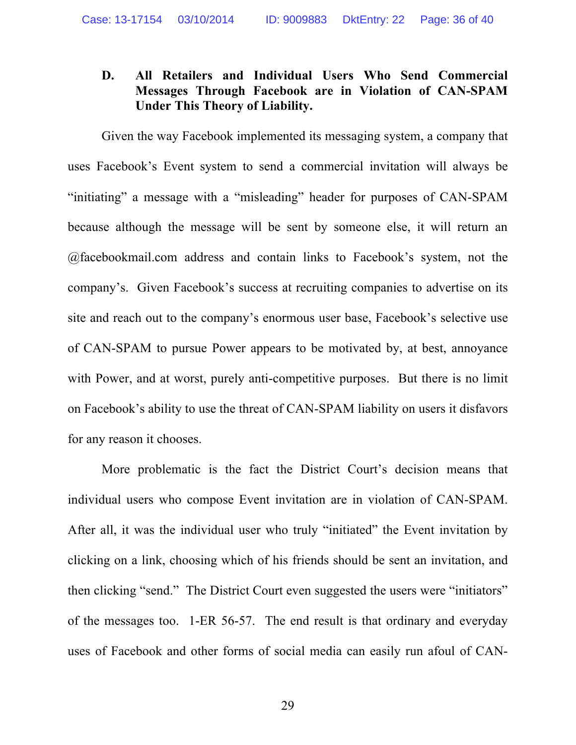### D. All Retailers and Individual Users Who Send Commercial Messages Through Facebook are in Violation of CAN-SPAM Under This Theory of Liability.

Given the way Facebook implemented its messaging system, a company that uses Facebook's Event system to send a commercial invitation will always be "initiating" a message with a "misleading" header for purposes of CAN-SPAM because although the message will be sent by someone else, it will return an @facebookmail.com address and contain links to Facebook's system, not the company's. Given Facebook's success at recruiting companies to advertise on its site and reach out to the company's enormous user base, Facebook's selective use of CAN-SPAM to pursue Power appears to be motivated by, at best, annoyance with Power, and at worst, purely anti-competitive purposes. But there is no limit on Facebook's ability to use the threat of CAN-SPAM liability on users it disfavors for any reason it chooses.

More problematic is the fact the District Court's decision means that individual users who compose Event invitation are in violation of CAN-SPAM. After all, it was the individual user who truly "initiated" the Event invitation by clicking on a link, choosing which of his friends should be sent an invitation, and then clicking "send." The District Court even suggested the users were "initiators" of the messages too. 1-ER 56-57. The end result is that ordinary and everyday uses of Facebook and other forms of social media can easily run afoul of CAN-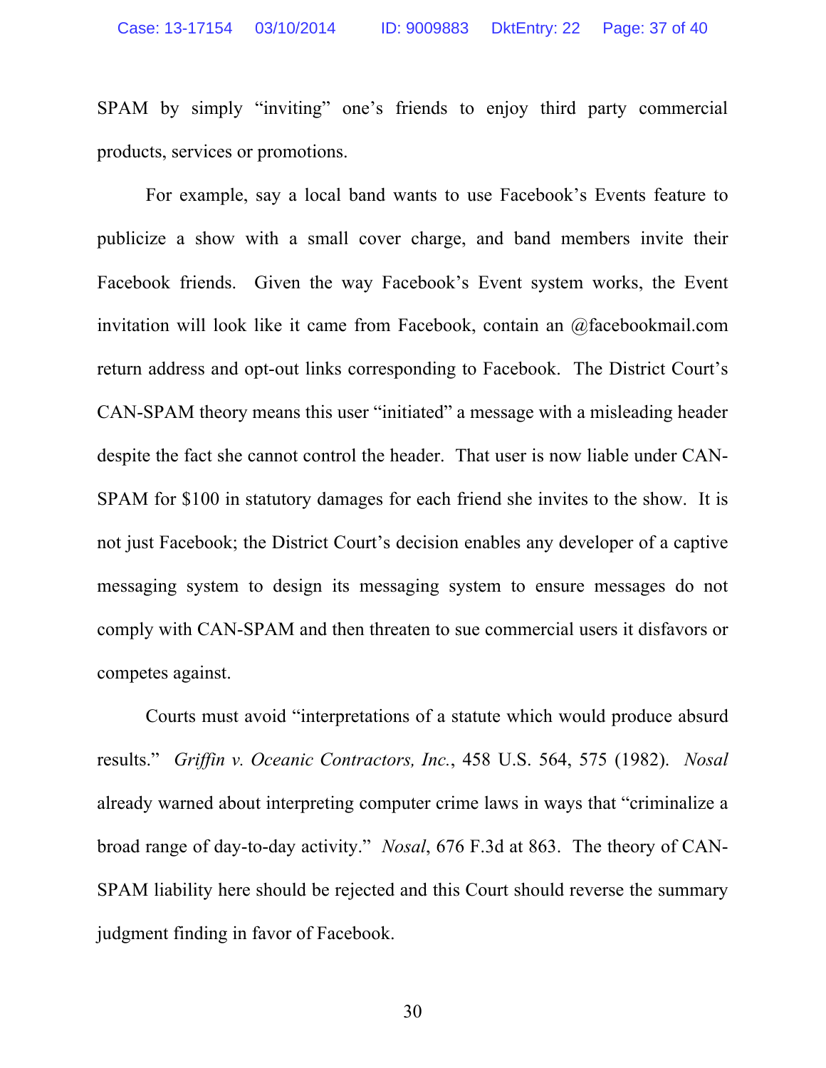SPAM by simply "inviting" one's friends to enjoy third party commercial products, services or promotions.

For example, say a local band wants to use Facebook's Events feature to publicize a show with a small cover charge, and band members invite their Facebook friends. Given the way Facebook's Event system works, the Event invitation will look like it came from Facebook, contain an @facebookmail.com return address and opt-out links corresponding to Facebook. The District Court's CAN-SPAM theory means this user "initiated" a message with a misleading header despite the fact she cannot control the header. That user is now liable under CAN-SPAM for $100 in statutory damages for each friend she invites to the show. It is not just Facebook; the District Court's decision enables any developer of a captive messaging system to design its messaging system to ensure messages do not comply with CAN-SPAM and then threaten to sue commercial users it disfavors or competes against.

Courts must avoid "interpretations of a statute which would produce absurd results." *Griffin v. Oceanic Contractors, Inc.*, 458 U.S. 564, 575 (1982). *Nosal* already warned about interpreting computer crime laws in ways that "criminalize a broad range of day-to-day activity." *Nosal*, 676 F.3d at 863. The theory of CAN-SPAM liability here should be rejected and this Court should reverse the summary judgment finding in favor of Facebook.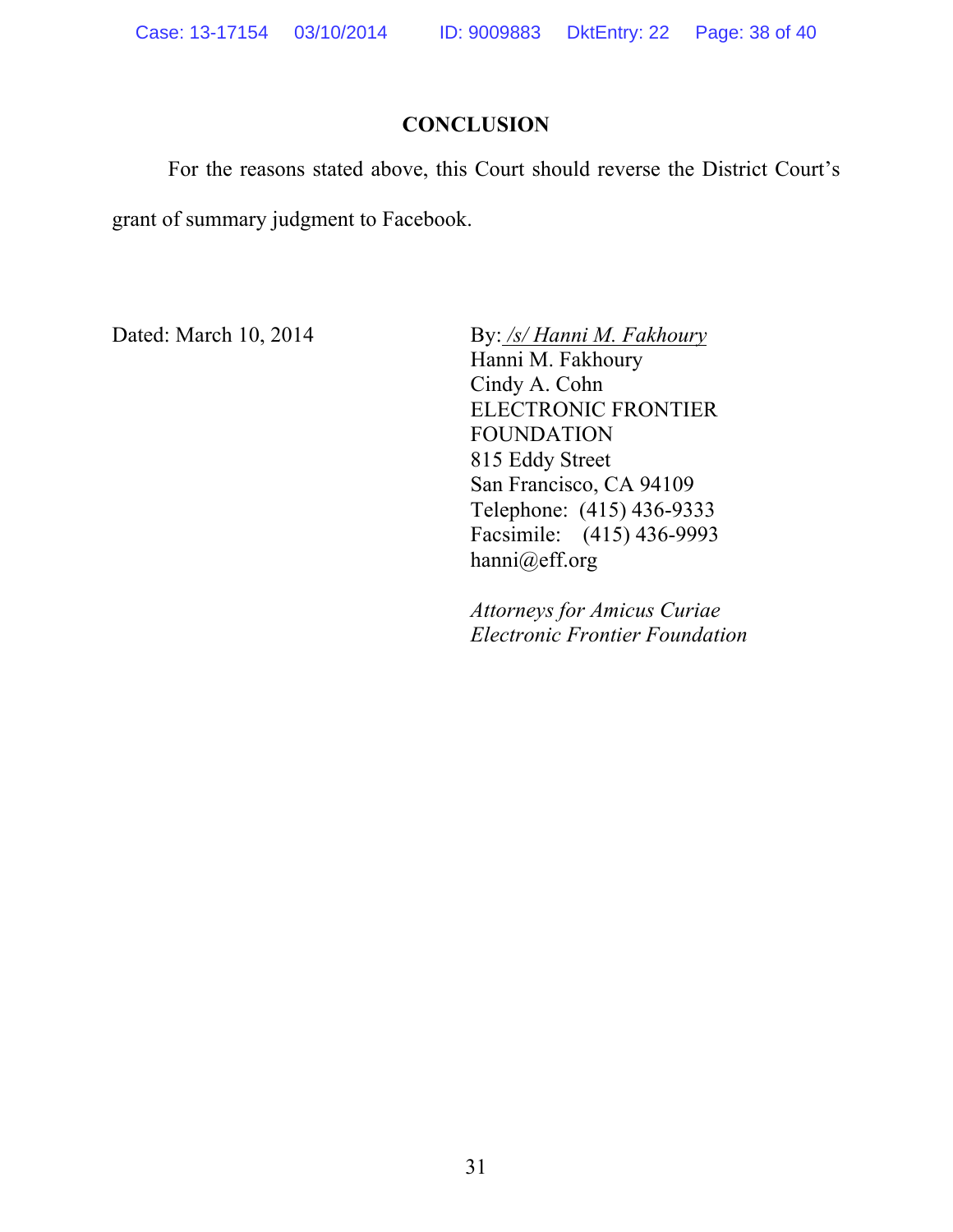## CONCLUSION

For the reasons stated above, this Court should reverse the District Court's grant of summary judgment to Facebook.

Dated: March 10, 2014

By: /s/ Hanni M. Fakhoury
Hanni M. Fakhoury
Cindy A. Cohn
ELECTRONIC FRONTIER FOUNDATION
815 Eddy Street
San Francisco, CA 94109
Telephone: (415) 436-9333
Facsimile: (415) 436-9993
hanni@eff.org

*Attorneys for Amicus Curiae Electronic Frontier Foundation*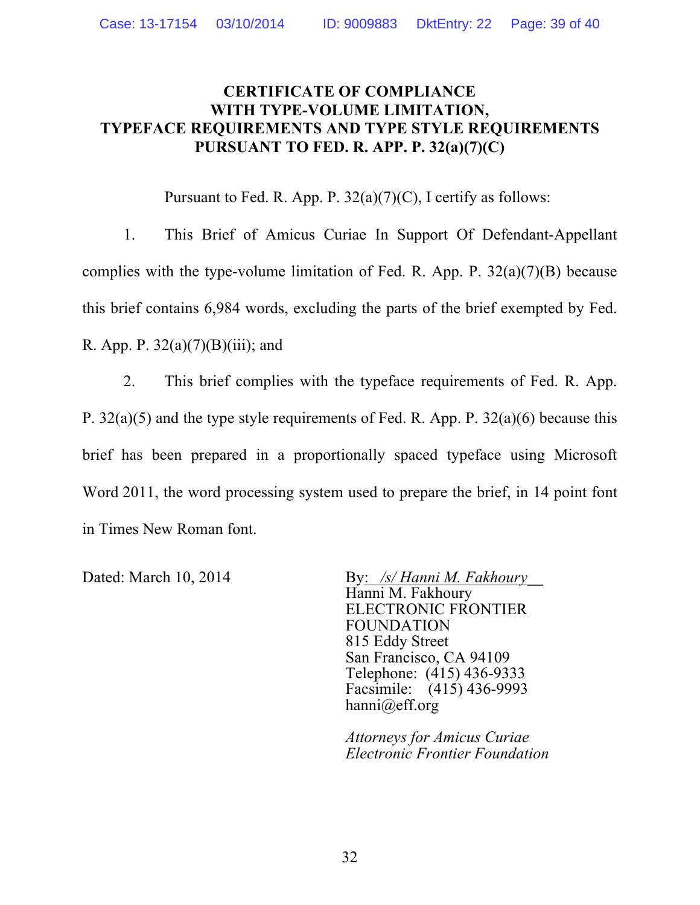## CERTIFICATE OF COMPLIANCE WITH TYPE-VOLUME LIMITATION, TYPEFACE REQUIREMENTS AND TYPE STYLE REQUIREMENTS PURSUANT TO FED. R. APP. P. 32(a)(7)(C)

Pursuant to Fed. R. App. P. 32(a)(7)(C), I certify as follows:

1. This Brief of Amicus Curiae In Support Of Defendant-Appellant complies with the type-volume limitation of Fed. R. App. P. 32(a)(7)(B) because this brief contains 6,984 words, excluding the parts of the brief exempted by Fed. R. App. P. 32(a)(7)(B)(iii); and

2. This brief complies with the typeface requirements of Fed. R. App. P. 32(a)(5) and the type style requirements of Fed. R. App. P. 32(a)(6) because this brief has been prepared in a proportionally spaced typeface using Microsoft Word 2011, the word processing system used to prepare the brief, in 14 point font in Times New Roman font.

Dated: March 10, 2014

By: *_/s/ Hanni M. Fakhoury_*
Hanni M. Fakhoury
ELECTRONIC FRONTIER FOUNDATION
815 Eddy Street
San Francisco, CA 94109
Telephone: (415) 436-9333
Facsimile: (415) 436-9993
hanni@eff.org

*Attorneys for Amicus Curiae*
*Electronic Frontier Foundation*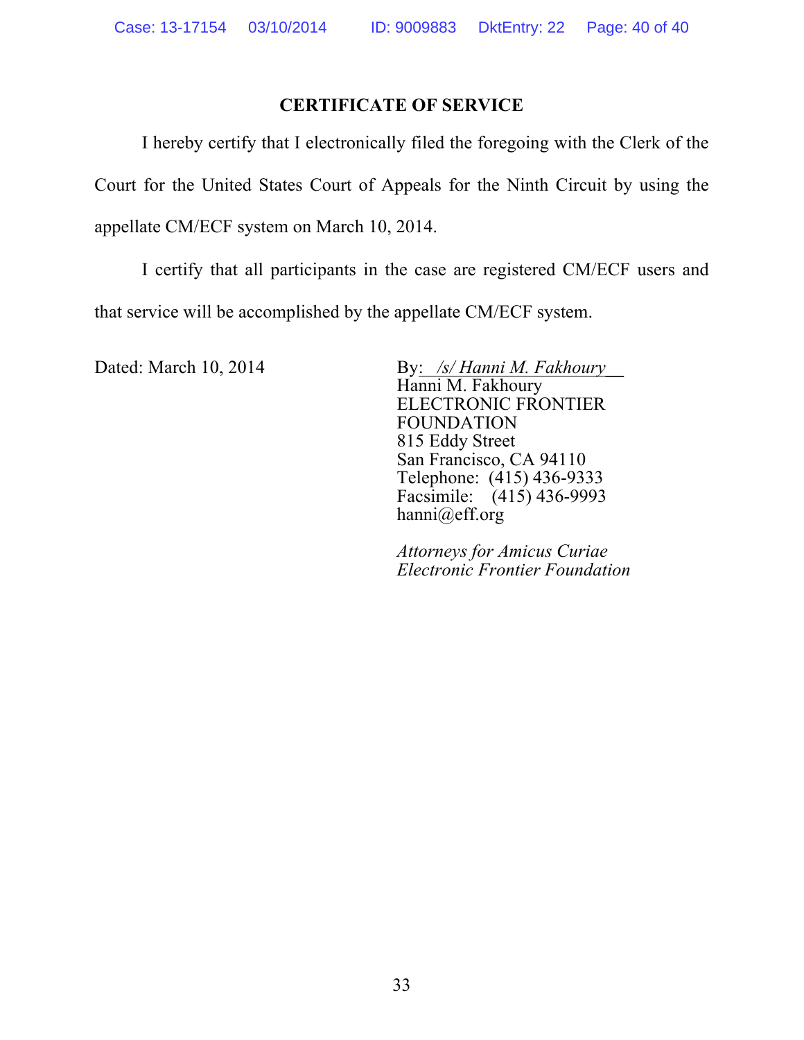## CERTIFICATE OF SERVICE

I hereby certify that I electronically filed the foregoing with the Clerk of the Court for the United States Court of Appeals for the Ninth Circuit by using the appellate CM/ECF system on March 10, 2014.

I certify that all participants in the case are registered CM/ECF users and that service will be accomplished by the appellate CM/ECF system.

Dated: March 10, 2014

By: */s/ Hanni M. Fakhoury*
Hanni M. Fakhoury
ELECTRONIC FRONTIER FOUNDATION
815 Eddy Street
San Francisco, CA 94110
Telephone: (415) 436-9333
Facsimile: (415) 436-9993
hanni@eff.org

*Attorneys for Amicus Curiae Electronic Frontier Foundation*